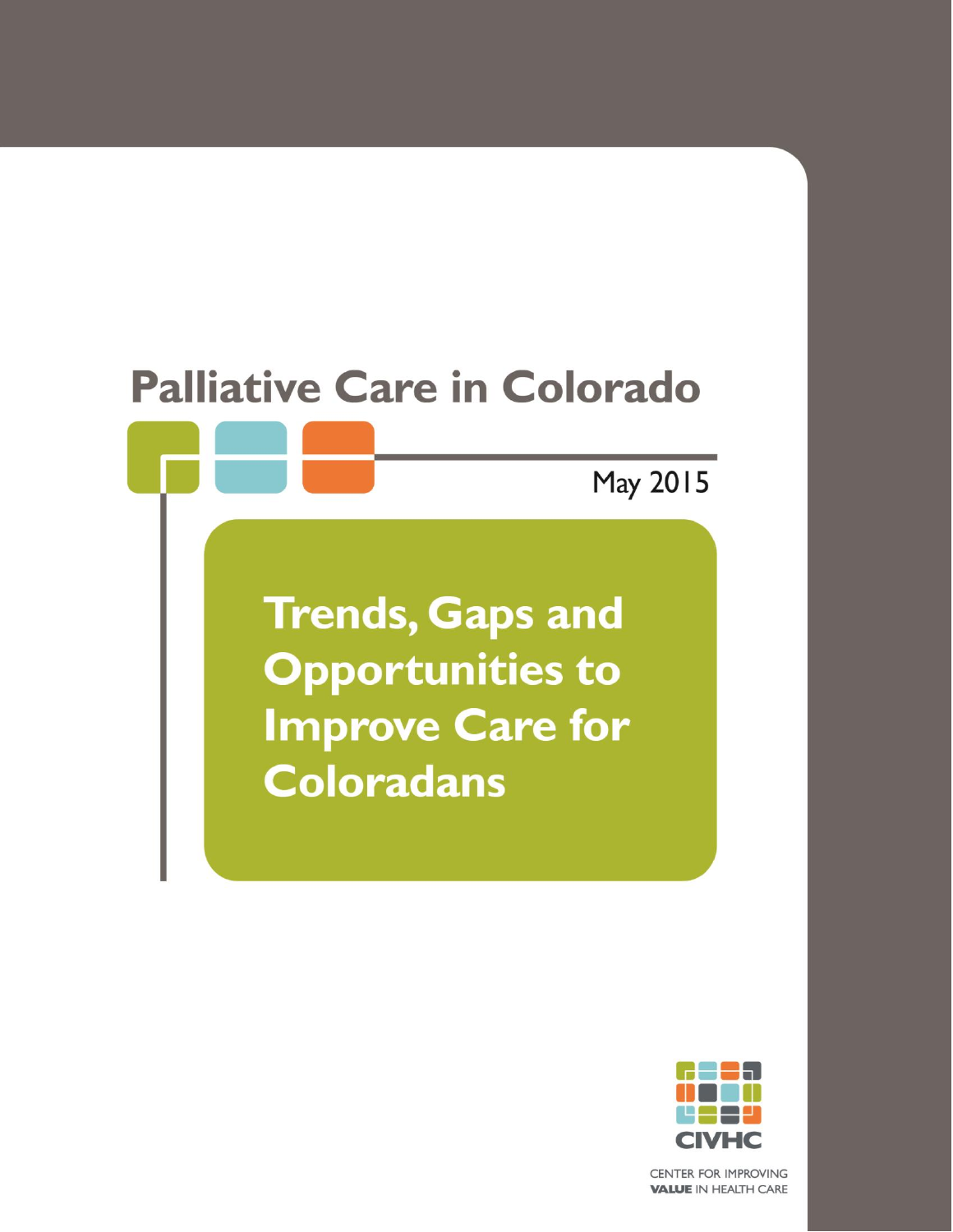# Palliative Care in Colorado

May 2015

## Trends, Gaps and Opportunities to Improve Care for Coloradans

CIVHC

CENTER FOR IMPROVING VALUE IN HEALTH CARE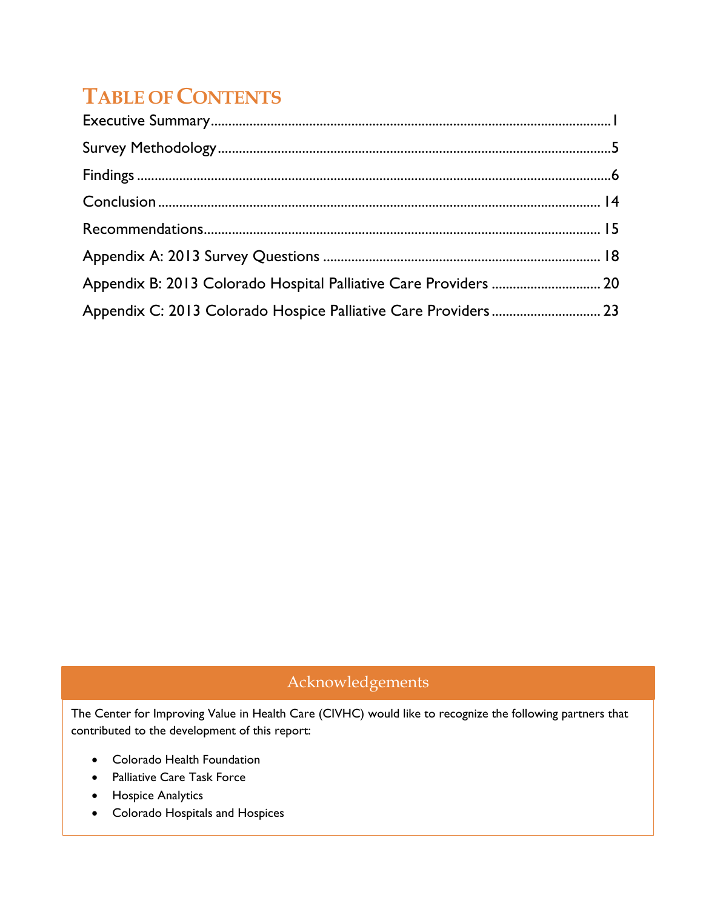# TABLE OF CONTENTS

Executive Summary..........1

Survey Methodology..........5

Findings..........6

Conclusion..........14

Recommendations..........15

Appendix A: 2013 Survey Questions..........18

Appendix B: 2013 Colorado Hospital Palliative Care Providers..........20

Appendix C: 2013 Colorado Hospice Palliative Care Providers..........23

## Acknowledgements

The Center for Improving Value in Health Care (CIVHC) would like to recognize the following partners that contributed to the development of this report:

- Colorado Health Foundation
- Palliative Care Task Force
- Hospice Analytics
- Colorado Hospitals and Hospices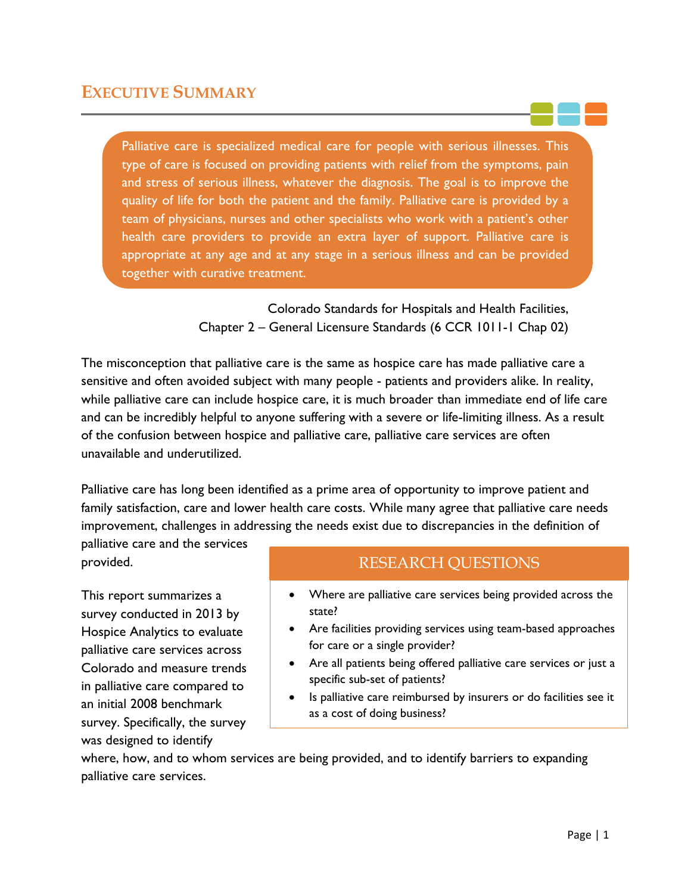# Executive Summary

> Palliative care is specialized medical care for people with serious illnesses. This type of care is focused on providing patients with relief from the symptoms, pain and stress of serious illness, whatever the diagnosis. The goal is to improve the quality of life for both the patient and the family. Palliative care is provided by a team of physicians, nurses and other specialists who work with a patient's other health care providers to provide an extra layer of support. Palliative care is appropriate at any age and at any stage in a serious illness and can be provided together with curative treatment.

Colorado Standards for Hospitals and Health Facilities,
Chapter 2 – General Licensure Standards (6 CCR 1011-1 Chap 02)

The misconception that palliative care is the same as hospice care has made palliative care a sensitive and often avoided subject with many people - patients and providers alike. In reality, while palliative care can include hospice care, it is much broader than immediate end of life care and can be incredibly helpful to anyone suffering with a severe or life-limiting illness. As a result of the confusion between hospice and palliative care, palliative care services are often unavailable and underutilized.

Palliative care has long been identified as a prime area of opportunity to improve patient and family satisfaction, care and lower health care costs. While many agree that palliative care needs improvement, challenges in addressing the needs exist due to discrepancies in the definition of palliative care and the services provided.

This report summarizes a survey conducted in 2013 by Hospice Analytics to evaluate palliative care services across Colorado and measure trends in palliative care compared to an initial 2008 benchmark survey. Specifically, the survey was designed to identify where, how, and to whom services are being provided, and to identify barriers to expanding palliative care services.

## Research Questions

- Where are palliative care services being provided across the state?
- Are facilities providing services using team-based approaches for care or a single provider?
- Are all patients being offered palliative care services or just a specific sub-set of patients?
- Is palliative care reimbursed by insurers or do facilities see it as a cost of doing business?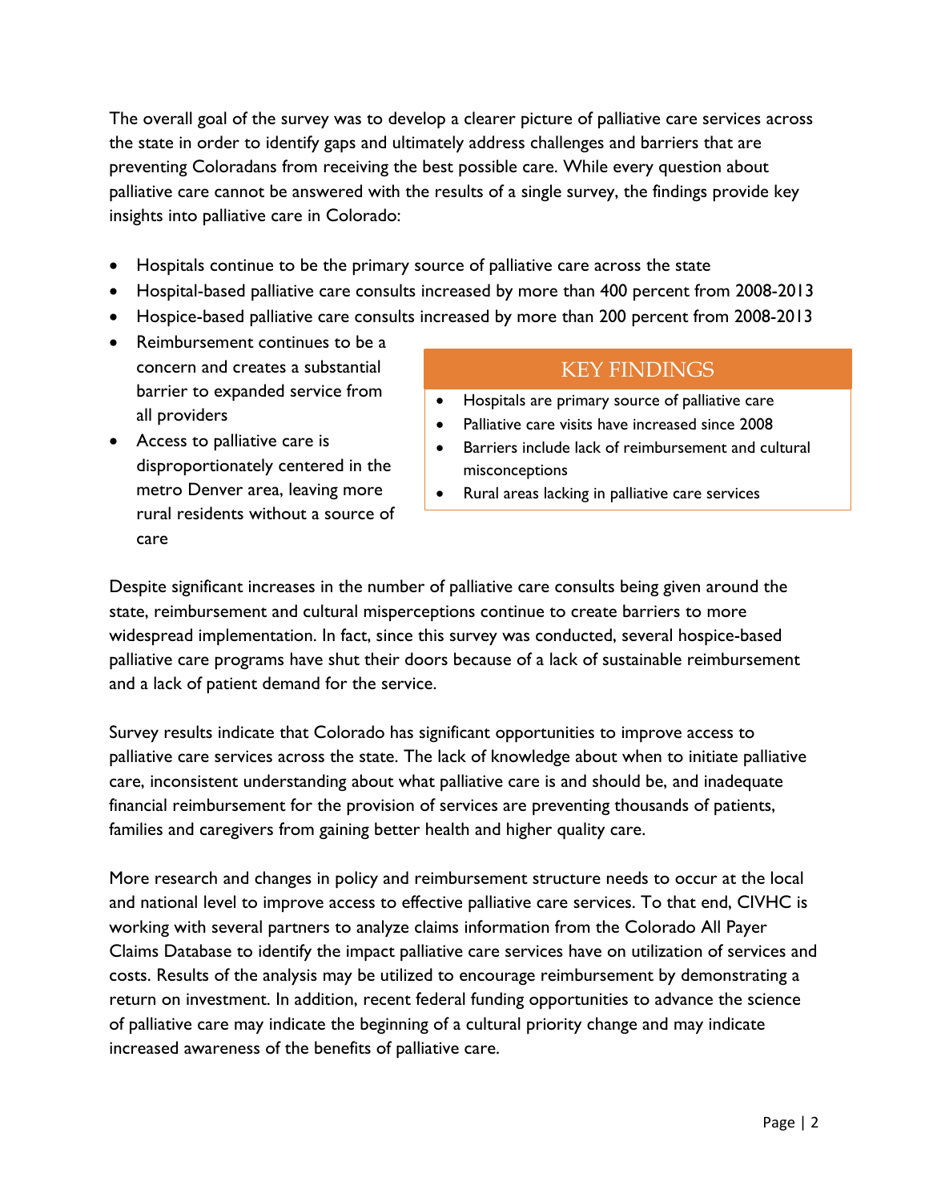The overall goal of the survey was to develop a clearer picture of palliative care services across the state in order to identify gaps and ultimately address challenges and barriers that are preventing Coloradans from receiving the best possible care. While every question about palliative care cannot be answered with the results of a single survey, the findings provide key insights into palliative care in Colorado:

- Hospitals continue to be the primary source of palliative care across the state
- Hospital-based palliative care consults increased by more than 400 percent from 2008-2013
- Hospice-based palliative care consults increased by more than 200 percent from 2008-2013
- Reimbursement continues to be a concern and creates a substantial barrier to expanded service from all providers
- Access to palliative care is disproportionately centered in the metro Denver area, leaving more rural residents without a source of care

> **KEY FINDINGS**
>
> - Hospitals are primary source of palliative care
> - Palliative care visits have increased since 2008
> - Barriers include lack of reimbursement and cultural misconceptions
> - Rural areas lacking in palliative care services

Despite significant increases in the number of palliative care consults being given around the state, reimbursement and cultural misperceptions continue to create barriers to more widespread implementation. In fact, since this survey was conducted, several hospice-based palliative care programs have shut their doors because of a lack of sustainable reimbursement and a lack of patient demand for the service.

Survey results indicate that Colorado has significant opportunities to improve access to palliative care services across the state. The lack of knowledge about when to initiate palliative care, inconsistent understanding about what palliative care is and should be, and inadequate financial reimbursement for the provision of services are preventing thousands of patients, families and caregivers from gaining better health and higher quality care.

More research and changes in policy and reimbursement structure needs to occur at the local and national level to improve access to effective palliative care services. To that end, CIVHC is working with several partners to analyze claims information from the Colorado All Payer Claims Database to identify the impact palliative care services have on utilization of services and costs. Results of the analysis may be utilized to encourage reimbursement by demonstrating a return on investment. In addition, recent federal funding opportunities to advance the science of palliative care may indicate the beginning of a cultural priority change and may indicate increased awareness of the benefits of palliative care.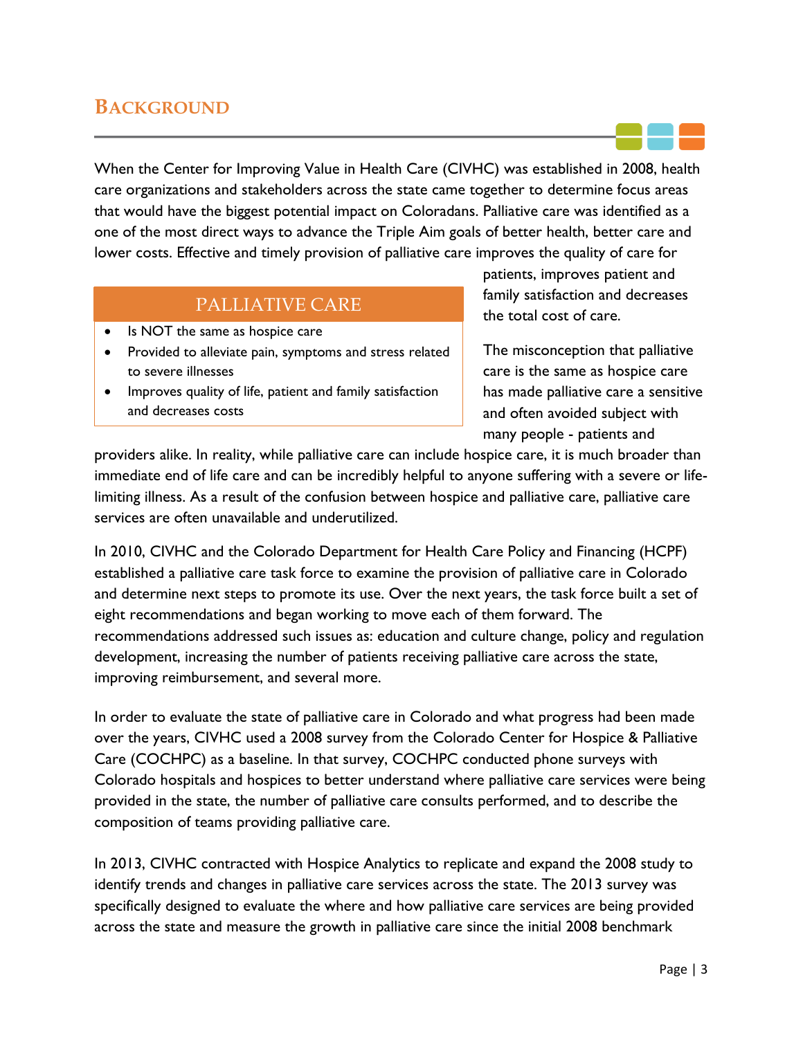## BACKGROUND

When the Center for Improving Value in Health Care (CIVHC) was established in 2008, health care organizations and stakeholders across the state came together to determine focus areas that would have the biggest potential impact on Coloradans. Palliative care was identified as a one of the most direct ways to advance the Triple Aim goals of better health, better care and lower costs. Effective and timely provision of palliative care improves the quality of care for patients, improves patient and family satisfaction and decreases the total cost of care.

> **PALLIATIVE CARE**
>
> - Is NOT the same as hospice care
> - Provided to alleviate pain, symptoms and stress related to severe illnesses
> - Improves quality of life, patient and family satisfaction and decreases costs

The misconception that palliative care is the same as hospice care has made palliative care a sensitive and often avoided subject with many people - patients and providers alike. In reality, while palliative care can include hospice care, it is much broader than immediate end of life care and can be incredibly helpful to anyone suffering with a severe or life-limiting illness. As a result of the confusion between hospice and palliative care, palliative care services are often unavailable and underutilized.

In 2010, CIVHC and the Colorado Department for Health Care Policy and Financing (HCPF) established a palliative care task force to examine the provision of palliative care in Colorado and determine next steps to promote its use. Over the next years, the task force built a set of eight recommendations and began working to move each of them forward. The recommendations addressed such issues as: education and culture change, policy and regulation development, increasing the number of patients receiving palliative care across the state, improving reimbursement, and several more.

In order to evaluate the state of palliative care in Colorado and what progress had been made over the years, CIVHC used a 2008 survey from the Colorado Center for Hospice & Palliative Care (COCHPC) as a baseline. In that survey, COCHPC conducted phone surveys with Colorado hospitals and hospices to better understand where palliative care services were being provided in the state, the number of palliative care consults performed, and to describe the composition of teams providing palliative care.

In 2013, CIVHC contracted with Hospice Analytics to replicate and expand the 2008 study to identify trends and changes in palliative care services across the state. The 2013 survey was specifically designed to evaluate the where and how palliative care services are being provided across the state and measure the growth in palliative care since the initial 2008 benchmark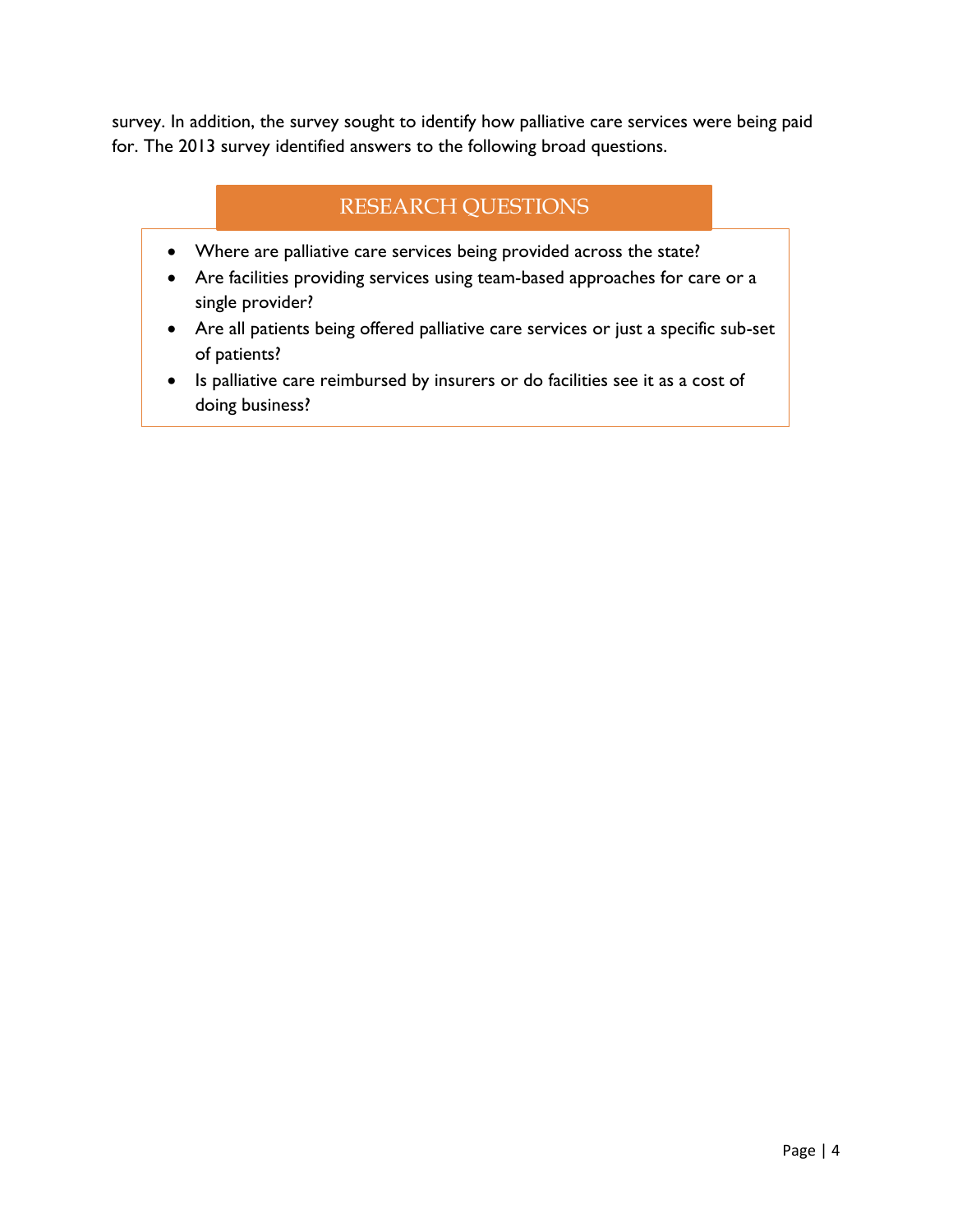survey. In addition, the survey sought to identify how palliative care services were being paid for. The 2013 survey identified answers to the following broad questions.

## RESEARCH QUESTIONS

- Where are palliative care services being provided across the state?
- Are facilities providing services using team-based approaches for care or a single provider?
- Are all patients being offered palliative care services or just a specific sub-set of patients?
- Is palliative care reimbursed by insurers or do facilities see it as a cost of doing business?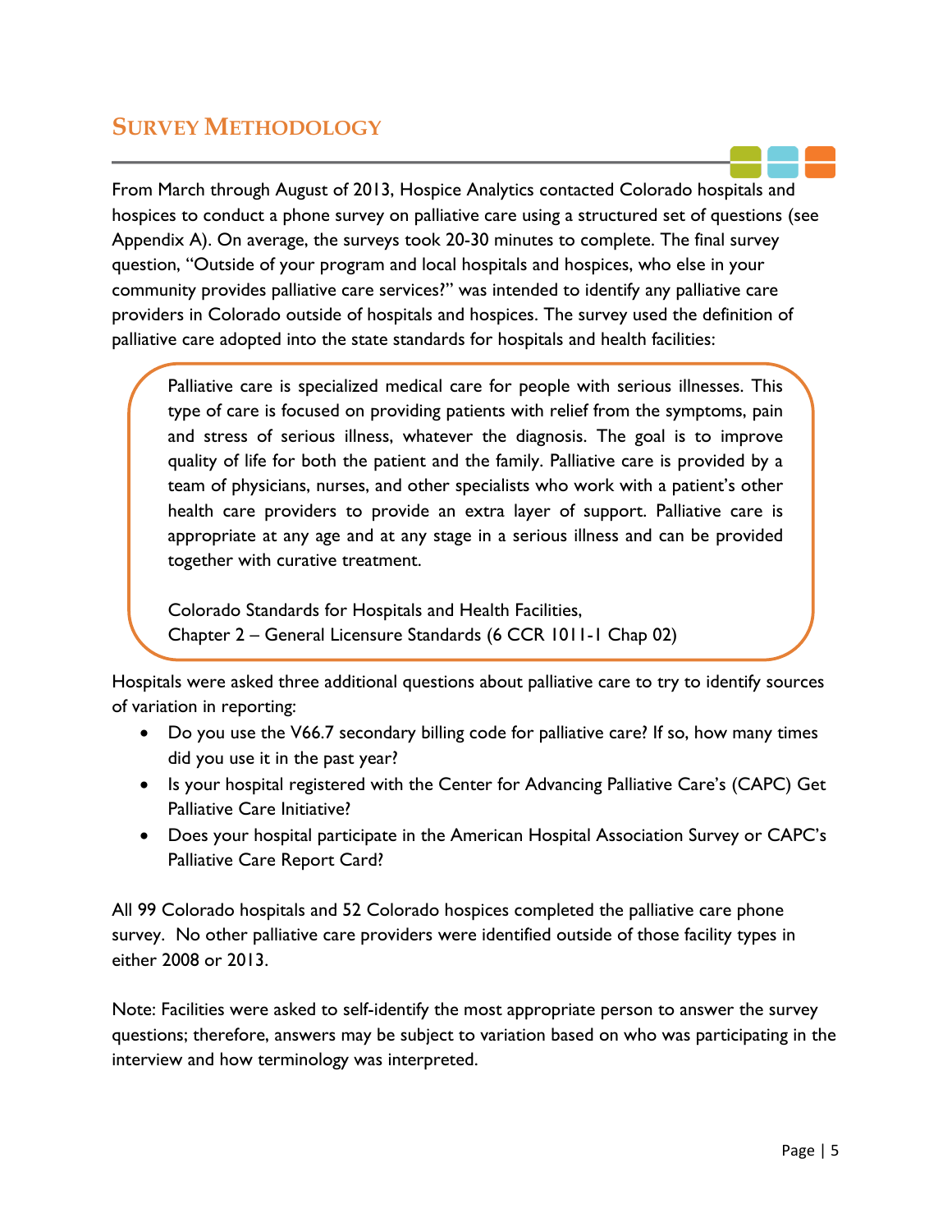## SURVEY METHODOLOGY

From March through August of 2013, Hospice Analytics contacted Colorado hospitals and hospices to conduct a phone survey on palliative care using a structured set of questions (see Appendix A). On average, the surveys took 20-30 minutes to complete. The final survey question, "Outside of your program and local hospitals and hospices, who else in your community provides palliative care services?" was intended to identify any palliative care providers in Colorado outside of hospitals and hospices. The survey used the definition of palliative care adopted into the state standards for hospitals and health facilities:

> Palliative care is specialized medical care for people with serious illnesses. This type of care is focused on providing patients with relief from the symptoms, pain and stress of serious illness, whatever the diagnosis. The goal is to improve quality of life for both the patient and the family. Palliative care is provided by a team of physicians, nurses, and other specialists who work with a patient's other health care providers to provide an extra layer of support. Palliative care is appropriate at any age and at any stage in a serious illness and can be provided together with curative treatment.
>
> Colorado Standards for Hospitals and Health Facilities,
> Chapter 2 – General Licensure Standards (6 CCR 1011-1 Chap 02)

Hospitals were asked three additional questions about palliative care to try to identify sources of variation in reporting:

- Do you use the V66.7 secondary billing code for palliative care? If so, how many times did you use it in the past year?
- Is your hospital registered with the Center for Advancing Palliative Care's (CAPC) Get Palliative Care Initiative?
- Does your hospital participate in the American Hospital Association Survey or CAPC's Palliative Care Report Card?

All 99 Colorado hospitals and 52 Colorado hospices completed the palliative care phone survey. No other palliative care providers were identified outside of those facility types in either 2008 or 2013.

Note: Facilities were asked to self-identify the most appropriate person to answer the survey questions; therefore, answers may be subject to variation based on who was participating in the interview and how terminology was interpreted.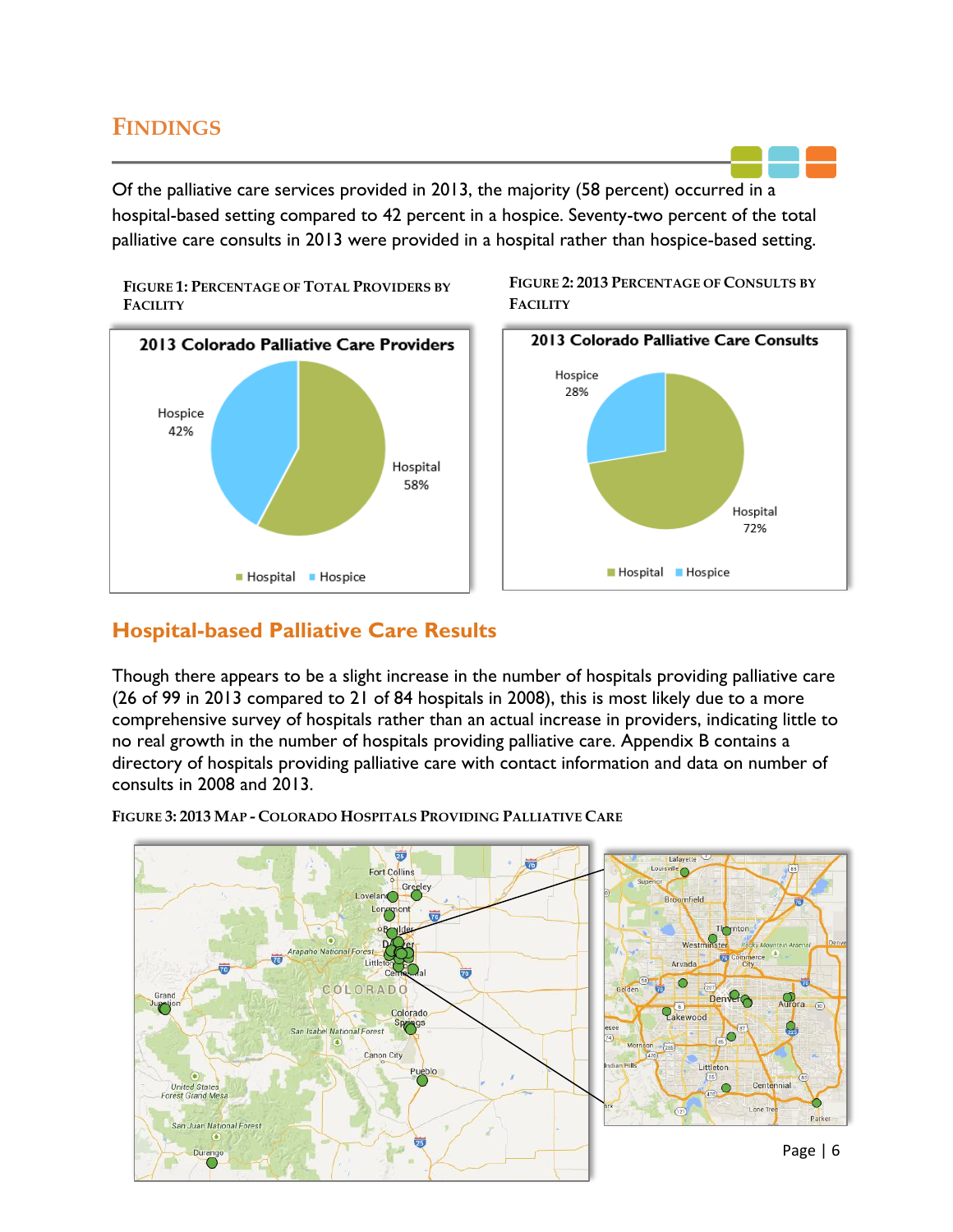## FINDINGS

Of the palliative care services provided in 2013, the majority (58 percent) occurred in a hospital-based setting compared to 42 percent in a hospice. Seventy-two percent of the total palliative care consults in 2013 were provided in a hospital rather than hospice-based setting.

FIGURE 1: PERCENTAGE OF TOTAL PROVIDERS BY FACILITY

FIGURE 2: 2013 PERCENTAGE OF CONSULTS BY FACILITY

### Hospital-based Palliative Care Results

Though there appears to be a slight increase in the number of hospitals providing palliative care (26 of 99 in 2013 compared to 21 of 84 hospitals in 2008), this is most likely due to a more comprehensive survey of hospitals rather than an actual increase in providers, indicating little to no real growth in the number of hospitals providing palliative care. Appendix B contains a directory of hospitals providing palliative care with contact information and data on number of consults in 2008 and 2013.

FIGURE 3: 2013 MAP - COLORADO HOSPITALS PROVIDING PALLIATIVE CARE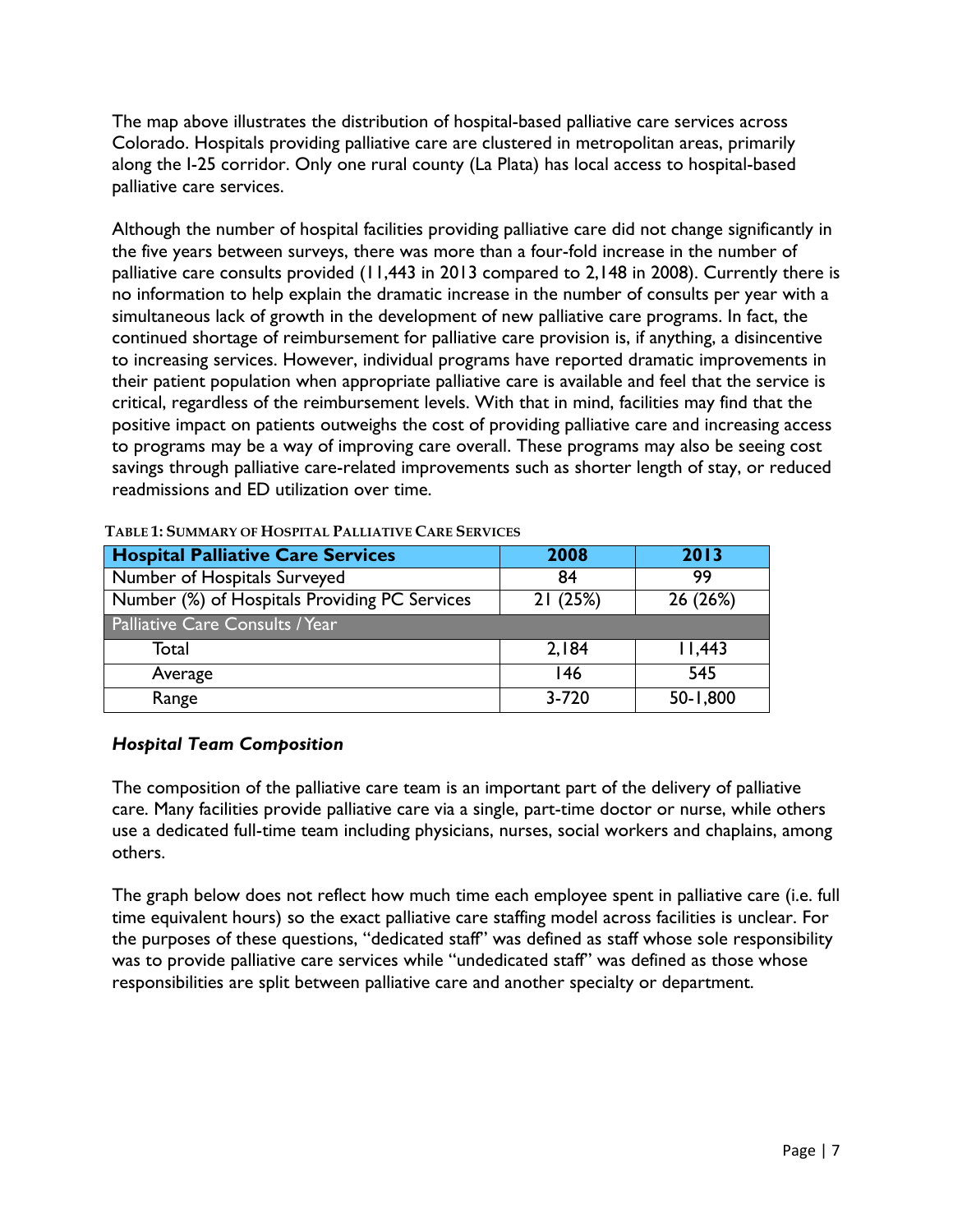The map above illustrates the distribution of hospital-based palliative care services across Colorado. Hospitals providing palliative care are clustered in metropolitan areas, primarily along the I-25 corridor. Only one rural county (La Plata) has local access to hospital-based palliative care services.

Although the number of hospital facilities providing palliative care did not change significantly in the five years between surveys, there was more than a four-fold increase in the number of palliative care consults provided (11,443 in 2013 compared to 2,148 in 2008). Currently there is no information to help explain the dramatic increase in the number of consults per year with a simultaneous lack of growth in the development of new palliative care programs. In fact, the continued shortage of reimbursement for palliative care provision is, if anything, a disincentive to increasing services. However, individual programs have reported dramatic improvements in their patient population when appropriate palliative care is available and feel that the service is critical, regardless of the reimbursement levels. With that in mind, facilities may find that the positive impact on patients outweighs the cost of providing palliative care and increasing access to programs may be a way of improving care overall. These programs may also be seeing cost savings through palliative care-related improvements such as shorter length of stay, or reduced readmissions and ED utilization over time.

**TABLE 1: SUMMARY OF HOSPITAL PALLIATIVE CARE SERVICES**

| Hospital Palliative Care Services | 2008 | 2013 |
|---|---|---|
| Number of Hospitals Surveyed | 84 | 99 |
| Number (%) of Hospitals Providing PC Services | 21 (25%) | 26 (26%) |
| Palliative Care Consults / Year | | |
| Total | 2,184 | 11,443 |
| Average | 146 | 545 |
| Range | 3-720 | 50-1,800 |

### *Hospital Team Composition*

The composition of the palliative care team is an important part of the delivery of palliative care. Many facilities provide palliative care via a single, part-time doctor or nurse, while others use a dedicated full-time team including physicians, nurses, social workers and chaplains, among others.

The graph below does not reflect how much time each employee spent in palliative care (i.e. full time equivalent hours) so the exact palliative care staffing model across facilities is unclear. For the purposes of these questions, "dedicated staff" was defined as staff whose sole responsibility was to provide palliative care services while "undedicated staff" was defined as those whose responsibilities are split between palliative care and another specialty or department.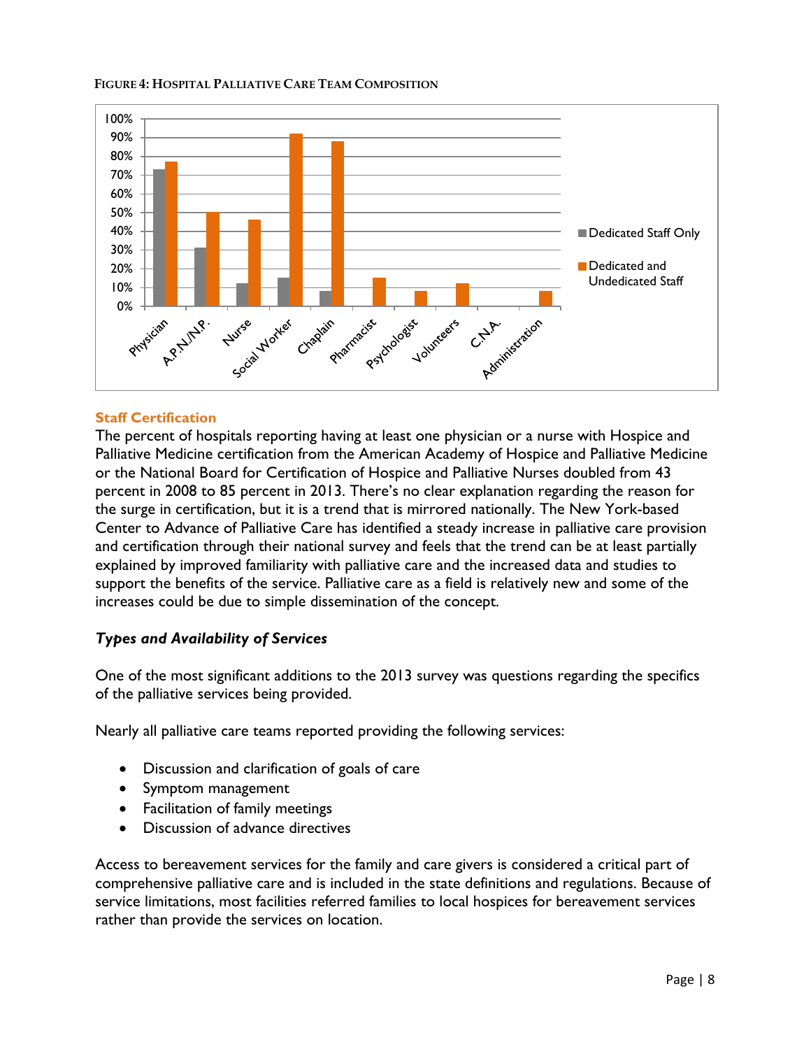**FIGURE 4: HOSPITAL PALLIATIVE CARE TEAM COMPOSITION**

### Staff Certification

The percent of hospitals reporting having at least one physician or a nurse with Hospice and Palliative Medicine certification from the American Academy of Hospice and Palliative Medicine or the National Board for Certification of Hospice and Palliative Nurses doubled from 43 percent in 2008 to 85 percent in 2013. There's no clear explanation regarding the reason for the surge in certification, but it is a trend that is mirrored nationally. The New York-based Center to Advance of Palliative Care has identified a steady increase in palliative care provision and certification through their national survey and feels that the trend can be at least partially explained by improved familiarity with palliative care and the increased data and studies to support the benefits of the service. Palliative care as a field is relatively new and some of the increases could be due to simple dissemination of the concept.

### *Types and Availability of Services*

One of the most significant additions to the 2013 survey was questions regarding the specifics of the palliative services being provided.

Nearly all palliative care teams reported providing the following services:

- Discussion and clarification of goals of care
- Symptom management
- Facilitation of family meetings
- Discussion of advance directives

Access to bereavement services for the family and care givers is considered a critical part of comprehensive palliative care and is included in the state definitions and regulations. Because of service limitations, most facilities referred families to local hospices for bereavement services rather than provide the services on location.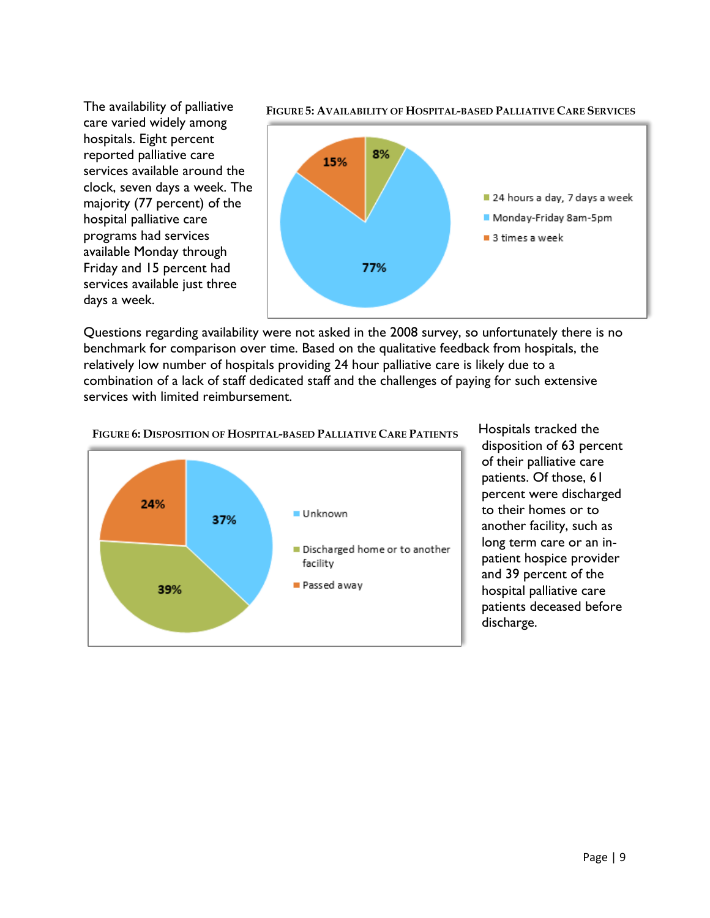The availability of palliative care varied widely among hospitals. Eight percent reported palliative care services available around the clock, seven days a week. The majority (77 percent) of the hospital palliative care programs had services available Monday through Friday and 15 percent had services available just three days a week.

**Figure 5: Availability of Hospital-based Palliative Care Services**

| Availability | Percent |
|---|---|
| 24 hours a day, 7 days a week | 8% |
| Monday-Friday 8am-5pm | 77% |
| 3 times a week | 15% |

Questions regarding availability were not asked in the 2008 survey, so unfortunately there is no benchmark for comparison over time. Based on the qualitative feedback from hospitals, the relatively low number of hospitals providing 24 hour palliative care is likely due to a combination of a lack of staff dedicated staff and the challenges of paying for such extensive services with limited reimbursement.

**Figure 6: Disposition of Hospital-based Palliative Care Patients**

| Disposition | Percent |
|---|---|
| Unknown | 37% |
| Discharged home or to another facility | 39% |
| Passed away | 24% |

Hospitals tracked the disposition of 63 percent of their palliative care patients. Of those, 61 percent were discharged to their homes or to another facility, such as long term care or an in-patient hospice provider and 39 percent of the hospital palliative care patients deceased before discharge.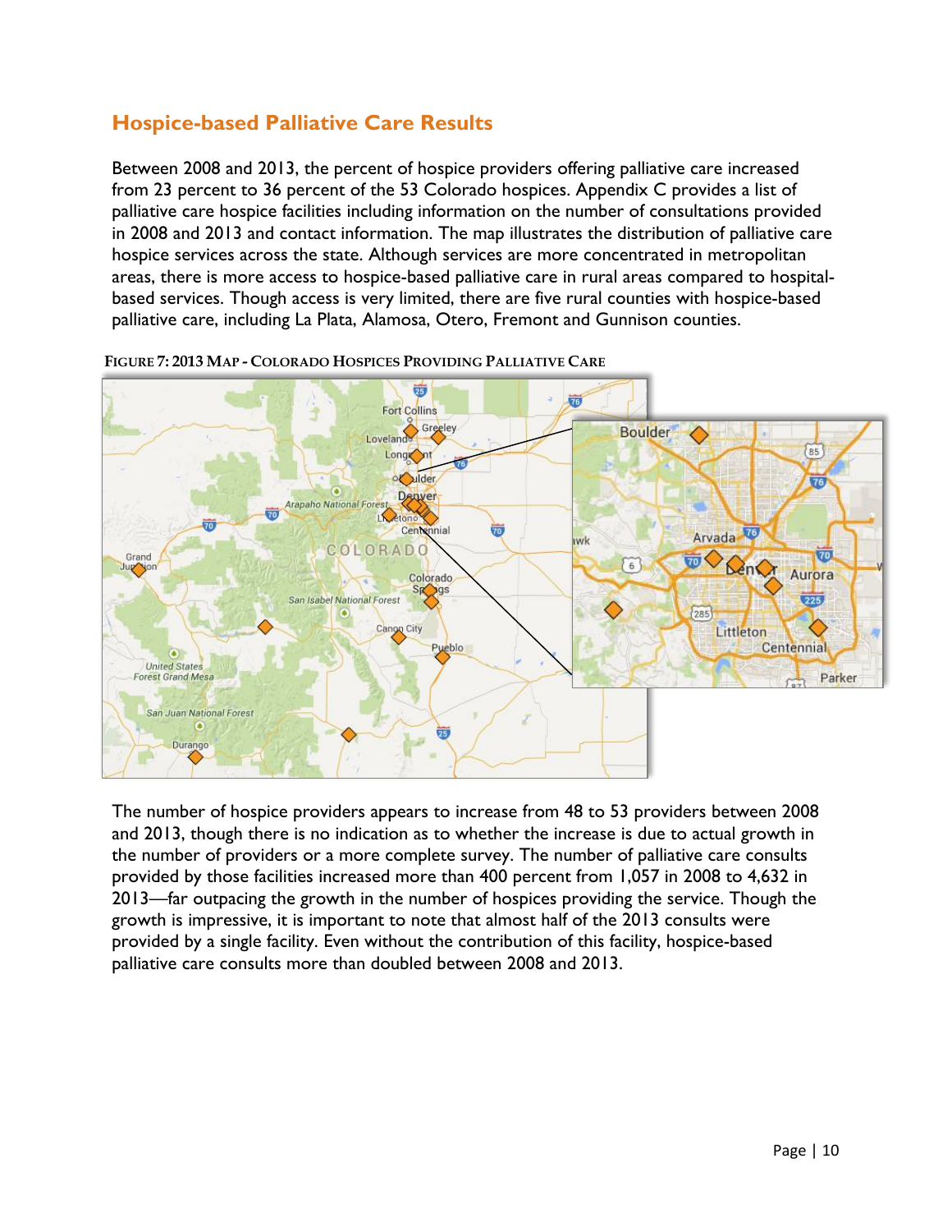## Hospice-based Palliative Care Results

Between 2008 and 2013, the percent of hospice providers offering palliative care increased from 23 percent to 36 percent of the 53 Colorado hospices. Appendix C provides a list of palliative care hospice facilities including information on the number of consultations provided in 2008 and 2013 and contact information. The map illustrates the distribution of palliative care hospice services across the state. Although services are more concentrated in metropolitan areas, there is more access to hospice-based palliative care in rural areas compared to hospital-based services. Though access is very limited, there are five rural counties with hospice-based palliative care, including La Plata, Alamosa, Otero, Fremont and Gunnison counties.

FIGURE 7: 2013 MAP - COLORADO HOSPICES PROVIDING PALLIATIVE CARE

The number of hospice providers appears to increase from 48 to 53 providers between 2008 and 2013, though there is no indication as to whether the increase is due to actual growth in the number of providers or a more complete survey. The number of palliative care consults provided by those facilities increased more than 400 percent from 1,057 in 2008 to 4,632 in 2013—far outpacing the growth in the number of hospices providing the service. Though the growth is impressive, it is important to note that almost half of the 2013 consults were provided by a single facility. Even without the contribution of this facility, hospice-based palliative care consults more than doubled between 2008 and 2013.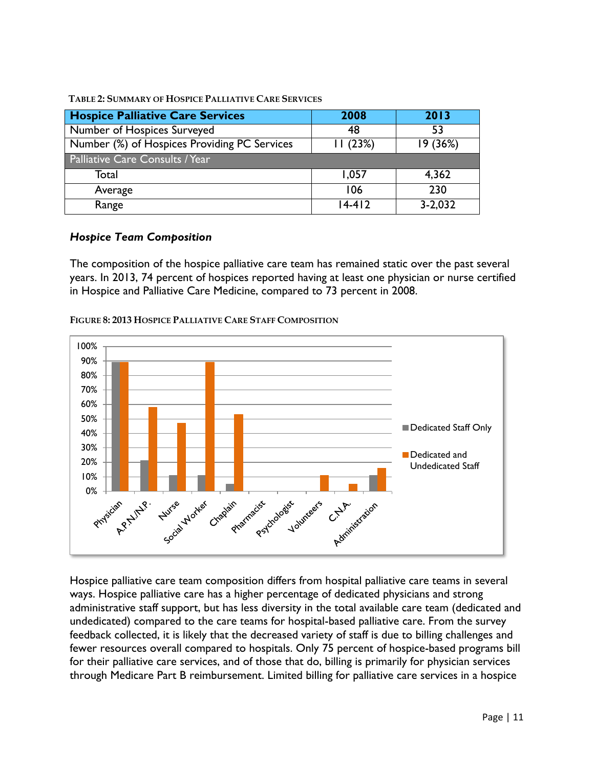TABLE 2: SUMMARY OF HOSPICE PALLIATIVE CARE SERVICES

| Hospice Palliative Care Services | 2008 | 2013 |
|---|---|---|
| Number of Hospices Surveyed | 48 | 53 |
| Number (%) of Hospices Providing PC Services | 11 (23%) | 19 (36%) |
| Palliative Care Consults / Year | | |
| Total | 1,057 | 4,362 |
| Average | 106 | 230 |
| Range | 14-412 | 3-2,032 |

### *Hospice Team Composition*

The composition of the hospice palliative care team has remained static over the past several years. In 2013, 74 percent of hospices reported having at least one physician or nurse certified in Hospice and Palliative Care Medicine, compared to 73 percent in 2008.

FIGURE 8: 2013 HOSPICE PALLIATIVE CARE STAFF COMPOSITION

Hospice palliative care team composition differs from hospital palliative care teams in several ways. Hospice palliative care has a higher percentage of dedicated physicians and strong administrative staff support, but has less diversity in the total available care team (dedicated and undedicated) compared to the care teams for hospital-based palliative care. From the survey feedback collected, it is likely that the decreased variety of staff is due to billing challenges and fewer resources overall compared to hospitals. Only 75 percent of hospice-based programs bill for their palliative care services, and of those that do, billing is primarily for physician services through Medicare Part B reimbursement. Limited billing for palliative care services in a hospice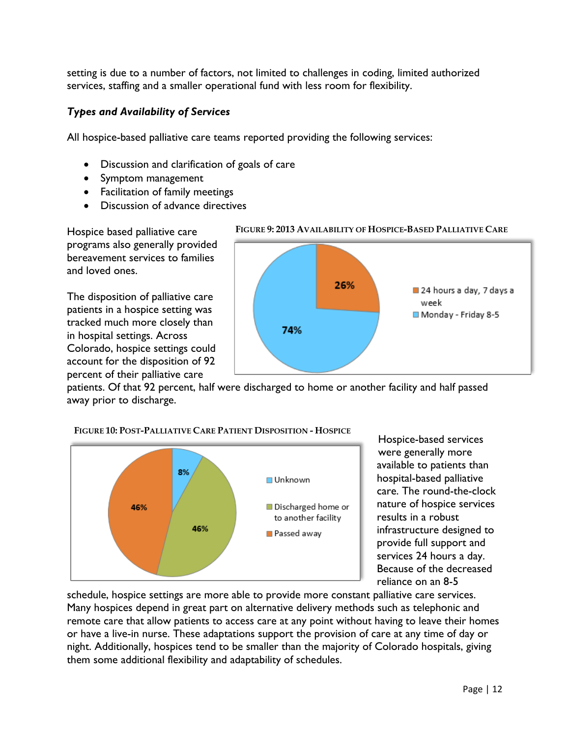setting is due to a number of factors, not limited to challenges in coding, limited authorized services, staffing and a smaller operational fund with less room for flexibility.

### *Types and Availability of Services*

All hospice-based palliative care teams reported providing the following services:

- Discussion and clarification of goals of care
- Symptom management
- Facilitation of family meetings
- Discussion of advance directives

Hospice based palliative care programs also generally provided bereavement services to families and loved ones.

FIGURE 9: 2013 AVAILABILITY OF HOSPICE-BASED PALLIATIVE CARE

| Availability | Percent |
|---|---|
| 24 hours a day, 7 days a week | 26% |
| Monday - Friday 8-5 | 74% |

The disposition of palliative care patients in a hospice setting was tracked much more closely than in hospital settings. Across Colorado, hospice settings could account for the disposition of 92 percent of their palliative care patients. Of that 92 percent, half were discharged to home or another facility and half passed away prior to discharge.

FIGURE 10: POST-PALLIATIVE CARE PATIENT DISPOSITION - HOSPICE

| Disposition | Percent |
|---|---|
| Unknown | 8% |
| Discharged home or to another facility | 46% |
| Passed away | 46% |

Hospice-based services were generally more available to patients than hospital-based palliative care. The round-the-clock nature of hospice services results in a robust infrastructure designed to provide full support and services 24 hours a day. Because of the decreased reliance on an 8-5 schedule, hospice settings are more able to provide more constant palliative care services. Many hospices depend in great part on alternative delivery methods such as telephonic and remote care that allow patients to access care at any point without having to leave their homes or have a live-in nurse. These adaptations support the provision of care at any time of day or night. Additionally, hospices tend to be smaller than the majority of Colorado hospitals, giving them some additional flexibility and adaptability of schedules.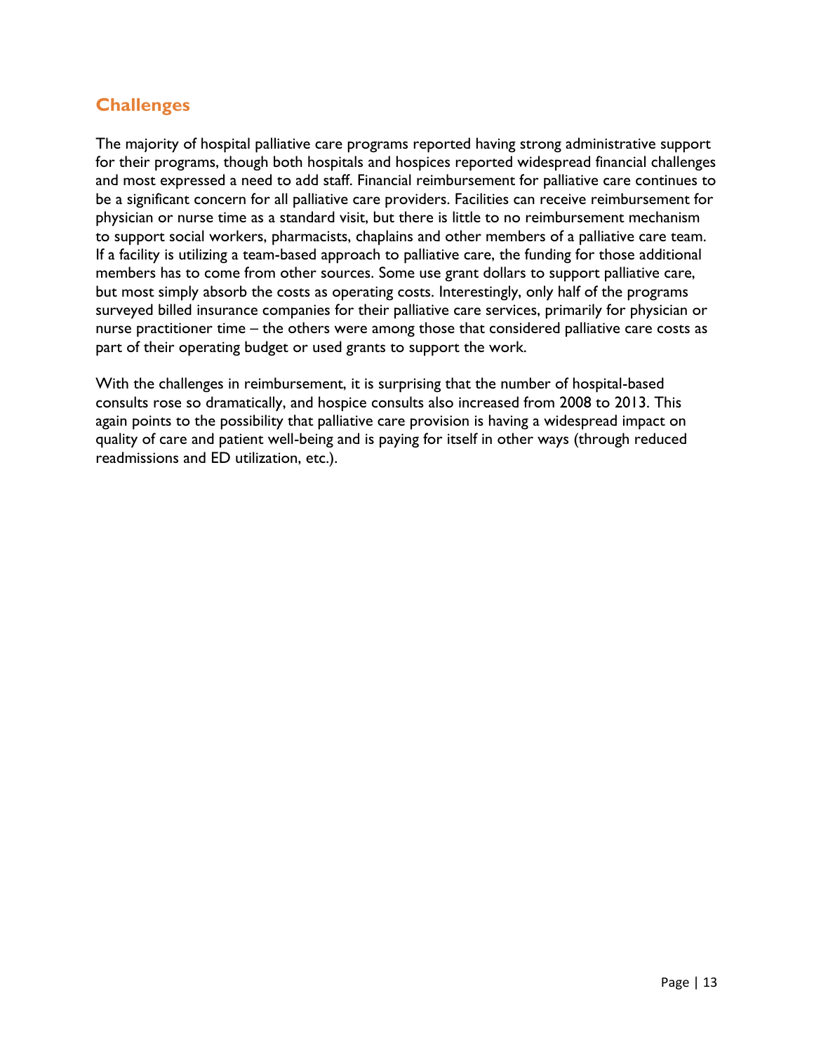## Challenges

The majority of hospital palliative care programs reported having strong administrative support for their programs, though both hospitals and hospices reported widespread financial challenges and most expressed a need to add staff. Financial reimbursement for palliative care continues to be a significant concern for all palliative care providers. Facilities can receive reimbursement for physician or nurse time as a standard visit, but there is little to no reimbursement mechanism to support social workers, pharmacists, chaplains and other members of a palliative care team. If a facility is utilizing a team-based approach to palliative care, the funding for those additional members has to come from other sources. Some use grant dollars to support palliative care, but most simply absorb the costs as operating costs. Interestingly, only half of the programs surveyed billed insurance companies for their palliative care services, primarily for physician or nurse practitioner time – the others were among those that considered palliative care costs as part of their operating budget or used grants to support the work.

With the challenges in reimbursement, it is surprising that the number of hospital-based consults rose so dramatically, and hospice consults also increased from 2008 to 2013. This again points to the possibility that palliative care provision is having a widespread impact on quality of care and patient well-being and is paying for itself in other ways (through reduced readmissions and ED utilization, etc.).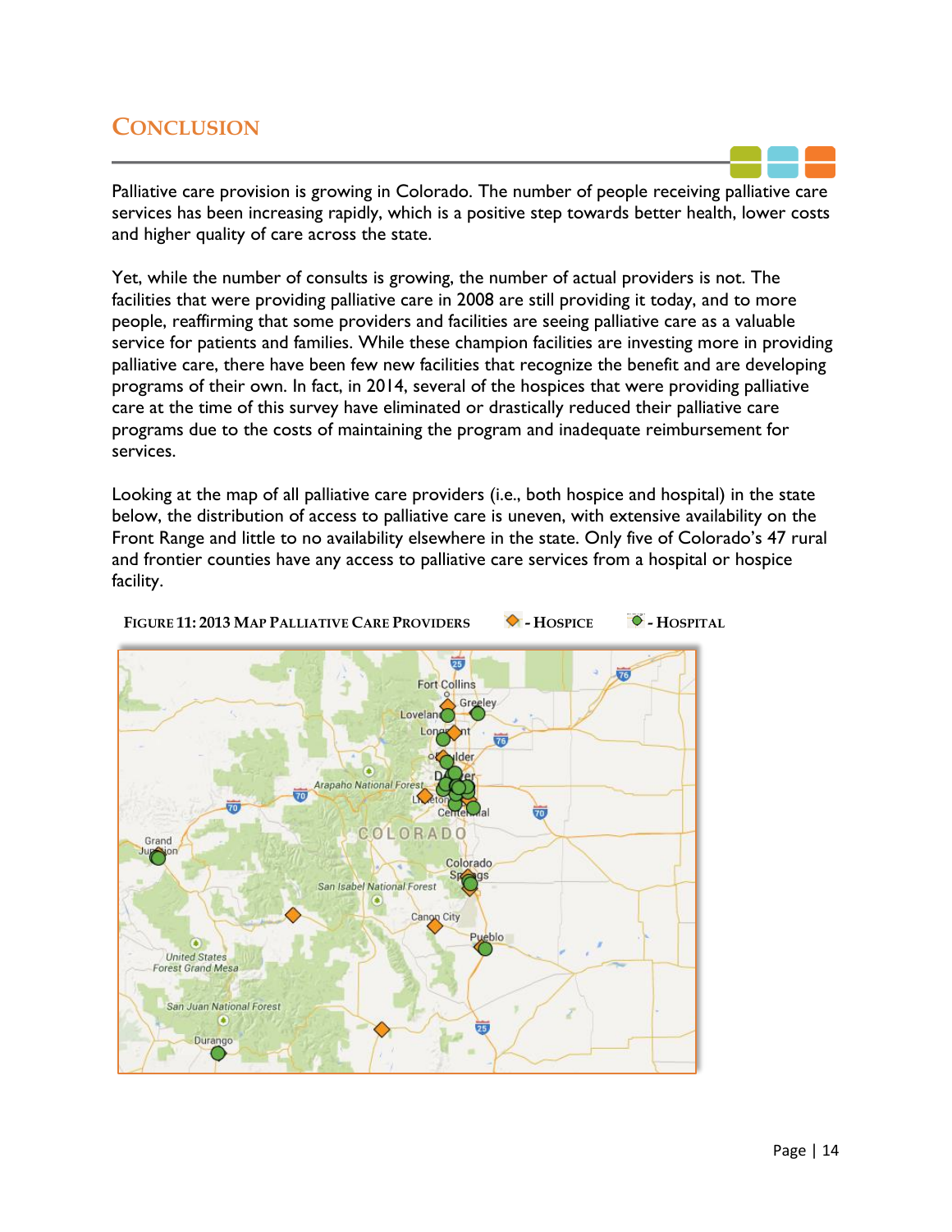# CONCLUSION

Palliative care provision is growing in Colorado. The number of people receiving palliative care services has been increasing rapidly, which is a positive step towards better health, lower costs and higher quality of care across the state.

Yet, while the number of consults is growing, the number of actual providers is not. The facilities that were providing palliative care in 2008 are still providing it today, and to more people, reaffirming that some providers and facilities are seeing palliative care as a valuable service for patients and families. While these champion facilities are investing more in providing palliative care, there have been few new facilities that recognize the benefit and are developing programs of their own. In fact, in 2014, several of the hospices that were providing palliative care at the time of this survey have eliminated or drastically reduced their palliative care programs due to the costs of maintaining the program and inadequate reimbursement for services.

Looking at the map of all palliative care providers (i.e., both hospice and hospital) in the state below, the distribution of access to palliative care is uneven, with extensive availability on the Front Range and little to no availability elsewhere in the state. Only five of Colorado's 47 rural and frontier counties have any access to palliative care services from a hospital or hospice facility.

**FIGURE 11: 2013 MAP PALLIATIVE CARE PROVIDERS** ◆ - HOSPICE ● - HOSPITAL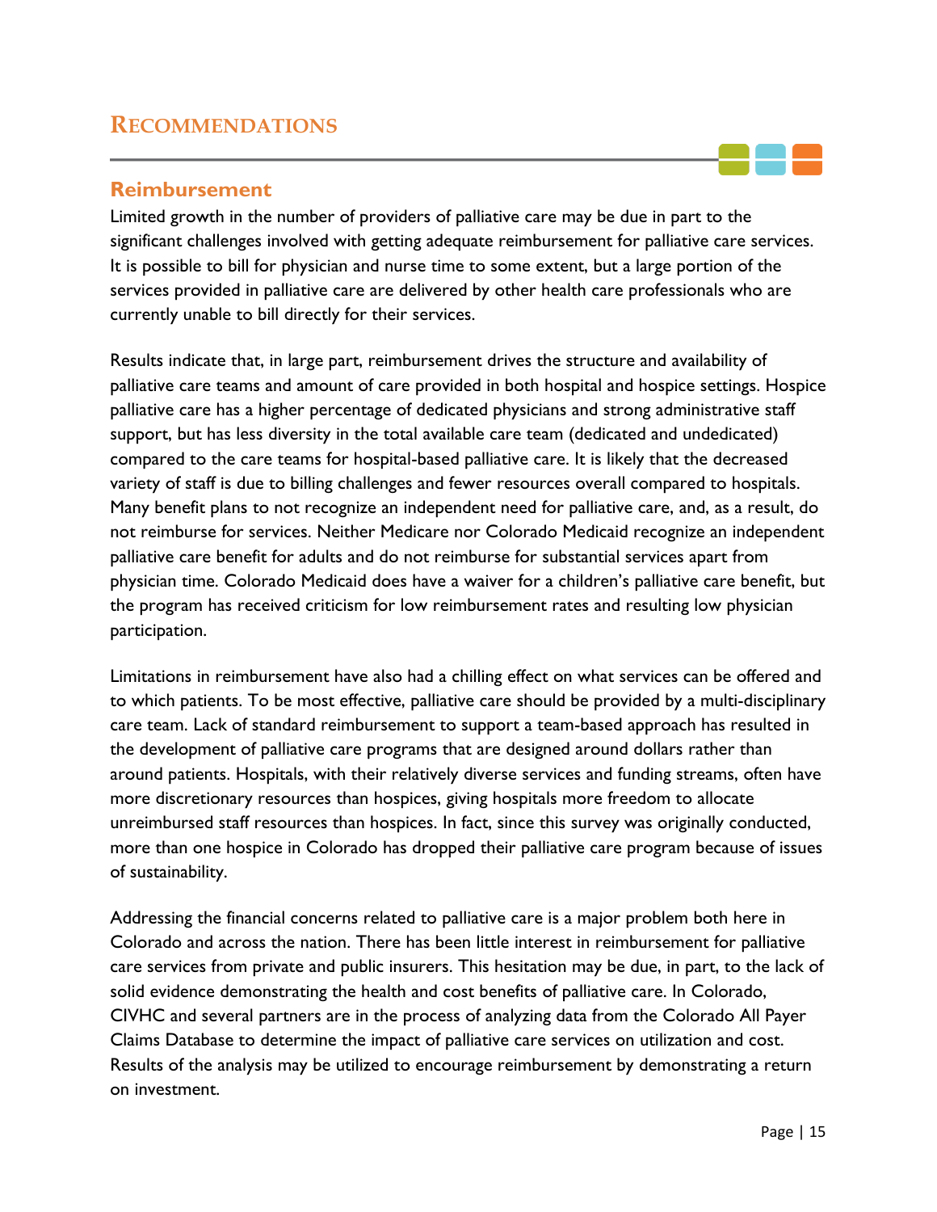# RECOMMENDATIONS

## Reimbursement

Limited growth in the number of providers of palliative care may be due in part to the significant challenges involved with getting adequate reimbursement for palliative care services. It is possible to bill for physician and nurse time to some extent, but a large portion of the services provided in palliative care are delivered by other health care professionals who are currently unable to bill directly for their services.

Results indicate that, in large part, reimbursement drives the structure and availability of palliative care teams and amount of care provided in both hospital and hospice settings. Hospice palliative care has a higher percentage of dedicated physicians and strong administrative staff support, but has less diversity in the total available care team (dedicated and undedicated) compared to the care teams for hospital-based palliative care. It is likely that the decreased variety of staff is due to billing challenges and fewer resources overall compared to hospitals. Many benefit plans to not recognize an independent need for palliative care, and, as a result, do not reimburse for services. Neither Medicare nor Colorado Medicaid recognize an independent palliative care benefit for adults and do not reimburse for substantial services apart from physician time. Colorado Medicaid does have a waiver for a children's palliative care benefit, but the program has received criticism for low reimbursement rates and resulting low physician participation.

Limitations in reimbursement have also had a chilling effect on what services can be offered and to which patients. To be most effective, palliative care should be provided by a multi-disciplinary care team. Lack of standard reimbursement to support a team-based approach has resulted in the development of palliative care programs that are designed around dollars rather than around patients. Hospitals, with their relatively diverse services and funding streams, often have more discretionary resources than hospices, giving hospitals more freedom to allocate unreimbursed staff resources than hospices. In fact, since this survey was originally conducted, more than one hospice in Colorado has dropped their palliative care program because of issues of sustainability.

Addressing the financial concerns related to palliative care is a major problem both here in Colorado and across the nation. There has been little interest in reimbursement for palliative care services from private and public insurers. This hesitation may be due, in part, to the lack of solid evidence demonstrating the health and cost benefits of palliative care. In Colorado, CIVHC and several partners are in the process of analyzing data from the Colorado All Payer Claims Database to determine the impact of palliative care services on utilization and cost. Results of the analysis may be utilized to encourage reimbursement by demonstrating a return on investment.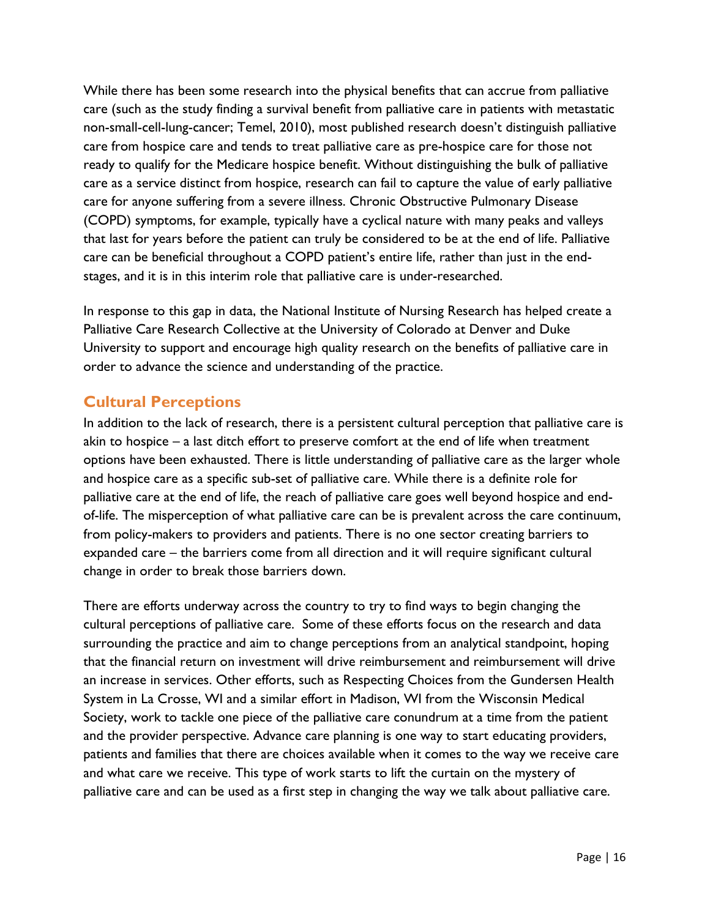While there has been some research into the physical benefits that can accrue from palliative care (such as the study finding a survival benefit from palliative care in patients with metastatic non-small-cell-lung-cancer; Temel, 2010), most published research doesn't distinguish palliative care from hospice care and tends to treat palliative care as pre-hospice care for those not ready to qualify for the Medicare hospice benefit. Without distinguishing the bulk of palliative care as a service distinct from hospice, research can fail to capture the value of early palliative care for anyone suffering from a severe illness. Chronic Obstructive Pulmonary Disease (COPD) symptoms, for example, typically have a cyclical nature with many peaks and valleys that last for years before the patient can truly be considered to be at the end of life. Palliative care can be beneficial throughout a COPD patient's entire life, rather than just in the end-stages, and it is in this interim role that palliative care is under-researched.

In response to this gap in data, the National Institute of Nursing Research has helped create a Palliative Care Research Collective at the University of Colorado at Denver and Duke University to support and encourage high quality research on the benefits of palliative care in order to advance the science and understanding of the practice.

## Cultural Perceptions

In addition to the lack of research, there is a persistent cultural perception that palliative care is akin to hospice – a last ditch effort to preserve comfort at the end of life when treatment options have been exhausted. There is little understanding of palliative care as the larger whole and hospice care as a specific sub-set of palliative care. While there is a definite role for palliative care at the end of life, the reach of palliative care goes well beyond hospice and end-of-life. The misperception of what palliative care can be is prevalent across the care continuum, from policy-makers to providers and patients. There is no one sector creating barriers to expanded care – the barriers come from all direction and it will require significant cultural change in order to break those barriers down.

There are efforts underway across the country to try to find ways to begin changing the cultural perceptions of palliative care. Some of these efforts focus on the research and data surrounding the practice and aim to change perceptions from an analytical standpoint, hoping that the financial return on investment will drive reimbursement and reimbursement will drive an increase in services. Other efforts, such as Respecting Choices from the Gundersen Health System in La Crosse, WI and a similar effort in Madison, WI from the Wisconsin Medical Society, work to tackle one piece of the palliative care conundrum at a time from the patient and the provider perspective. Advance care planning is one way to start educating providers, patients and families that there are choices available when it comes to the way we receive care and what care we receive. This type of work starts to lift the curtain on the mystery of palliative care and can be used as a first step in changing the way we talk about palliative care.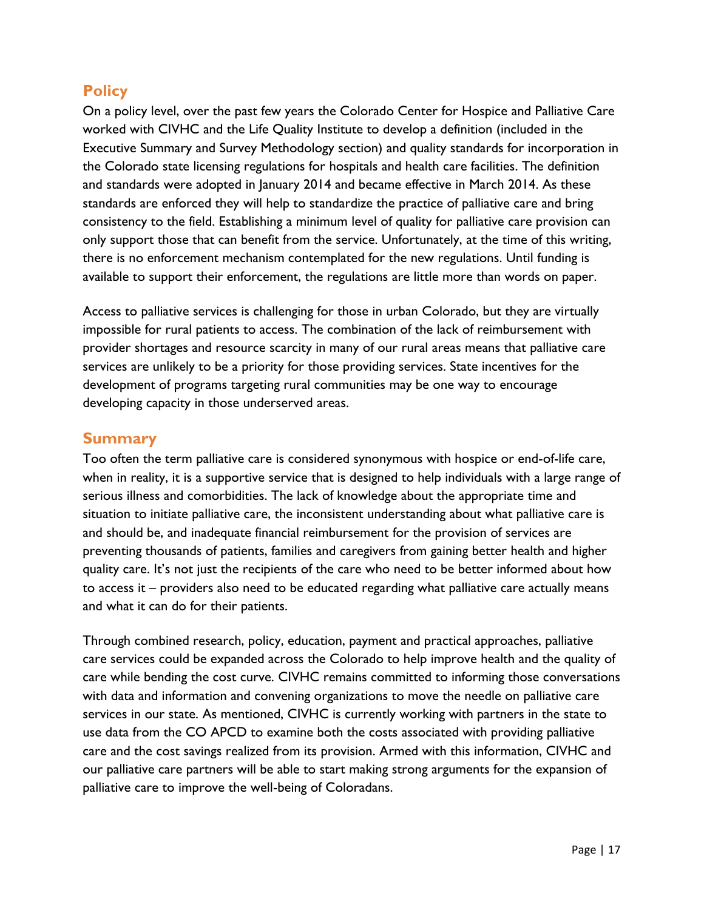## Policy

On a policy level, over the past few years the Colorado Center for Hospice and Palliative Care worked with CIVHC and the Life Quality Institute to develop a definition (included in the Executive Summary and Survey Methodology section) and quality standards for incorporation in the Colorado state licensing regulations for hospitals and health care facilities. The definition and standards were adopted in January 2014 and became effective in March 2014. As these standards are enforced they will help to standardize the practice of palliative care and bring consistency to the field. Establishing a minimum level of quality for palliative care provision can only support those that can benefit from the service. Unfortunately, at the time of this writing, there is no enforcement mechanism contemplated for the new regulations. Until funding is available to support their enforcement, the regulations are little more than words on paper.

Access to palliative services is challenging for those in urban Colorado, but they are virtually impossible for rural patients to access. The combination of the lack of reimbursement with provider shortages and resource scarcity in many of our rural areas means that palliative care services are unlikely to be a priority for those providing services. State incentives for the development of programs targeting rural communities may be one way to encourage developing capacity in those underserved areas.

## Summary

Too often the term palliative care is considered synonymous with hospice or end-of-life care, when in reality, it is a supportive service that is designed to help individuals with a large range of serious illness and comorbidities. The lack of knowledge about the appropriate time and situation to initiate palliative care, the inconsistent understanding about what palliative care is and should be, and inadequate financial reimbursement for the provision of services are preventing thousands of patients, families and caregivers from gaining better health and higher quality care. It's not just the recipients of the care who need to be better informed about how to access it – providers also need to be educated regarding what palliative care actually means and what it can do for their patients.

Through combined research, policy, education, payment and practical approaches, palliative care services could be expanded across the Colorado to help improve health and the quality of care while bending the cost curve. CIVHC remains committed to informing those conversations with data and information and convening organizations to move the needle on palliative care services in our state. As mentioned, CIVHC is currently working with partners in the state to use data from the CO APCD to examine both the costs associated with providing palliative care and the cost savings realized from its provision. Armed with this information, CIVHC and our palliative care partners will be able to start making strong arguments for the expansion of palliative care to improve the well-being of Coloradans.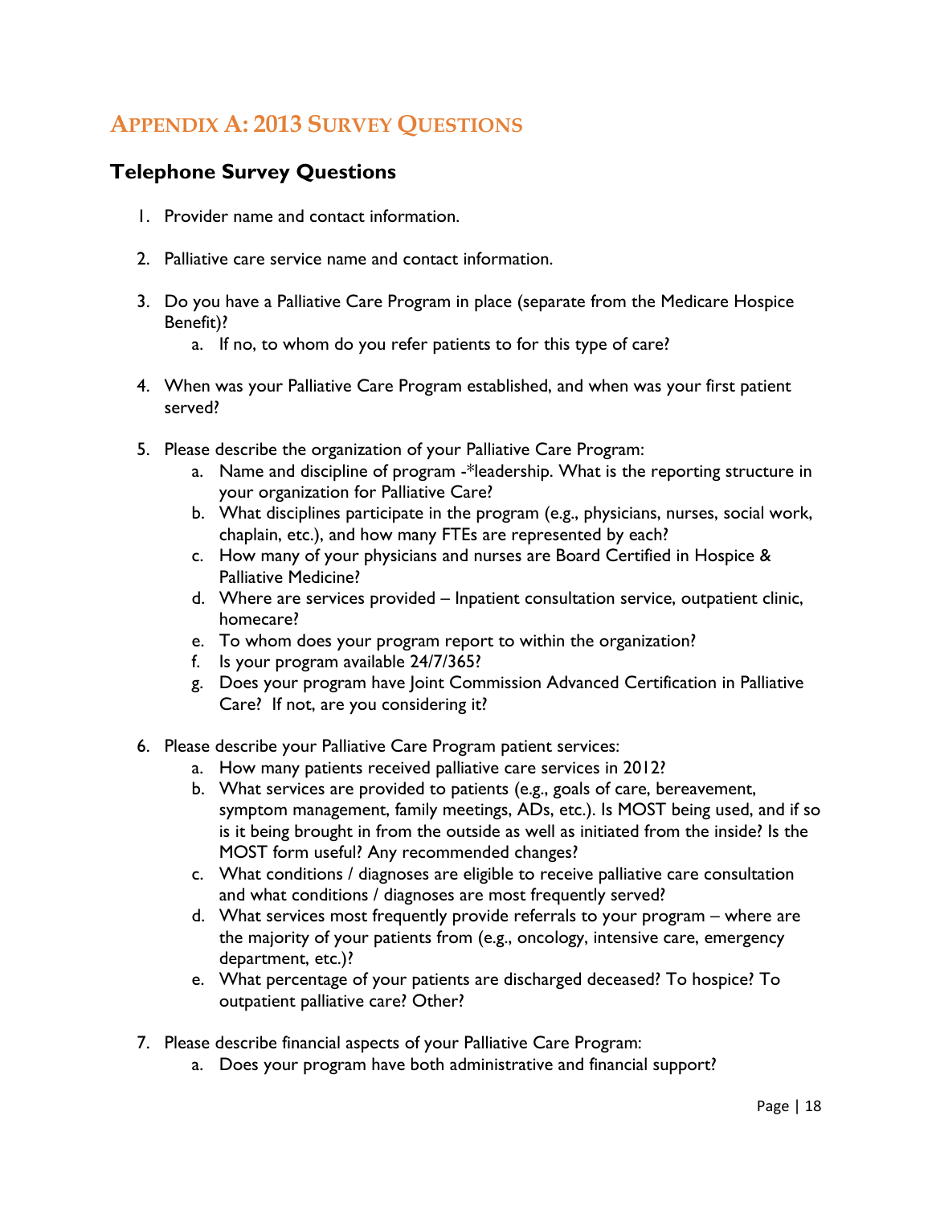# APPENDIX A: 2013 SURVEY QUESTIONS

## Telephone Survey Questions

1. Provider name and contact information.

2. Palliative care service name and contact information.

3. Do you have a Palliative Care Program in place (separate from the Medicare Hospice Benefit)?
    a. If no, to whom do you refer patients to for this type of care?

4. When was your Palliative Care Program established, and when was your first patient served?

5. Please describe the organization of your Palliative Care Program:
    a. Name and discipline of program -*leadership. What is the reporting structure in your organization for Palliative Care?
    b. What disciplines participate in the program (e.g., physicians, nurses, social work, chaplain, etc.), and how many FTEs are represented by each?
    c. How many of your physicians and nurses are Board Certified in Hospice & Palliative Medicine?
    d. Where are services provided – Inpatient consultation service, outpatient clinic, homecare?
    e. To whom does your program report to within the organization?
    f. Is your program available 24/7/365?
    g. Does your program have Joint Commission Advanced Certification in Palliative Care? If not, are you considering it?

6. Please describe your Palliative Care Program patient services:
    a. How many patients received palliative care services in 2012?
    b. What services are provided to patients (e.g., goals of care, bereavement, symptom management, family meetings, ADs, etc.). Is MOST being used, and if so is it being brought in from the outside as well as initiated from the inside? Is the MOST form useful? Any recommended changes?
    c. What conditions / diagnoses are eligible to receive palliative care consultation and what conditions / diagnoses are most frequently served?
    d. What services most frequently provide referrals to your program – where are the majority of your patients from (e.g., oncology, intensive care, emergency department, etc.)?
    e. What percentage of your patients are discharged deceased? To hospice? To outpatient palliative care? Other?

7. Please describe financial aspects of your Palliative Care Program:
    a. Does your program have both administrative and financial support?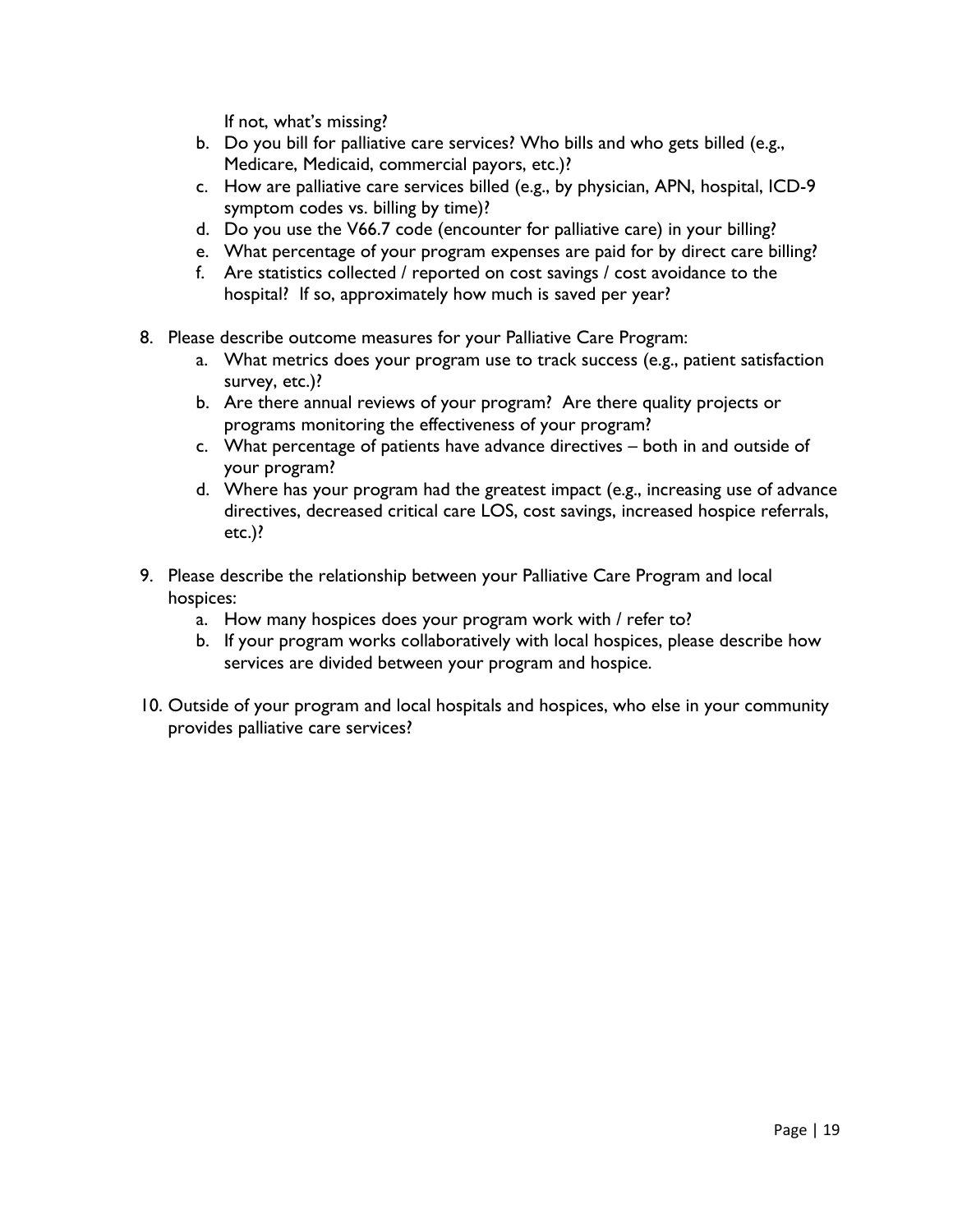If not, what's missing?

   b. Do you bill for palliative care services? Who bills and who gets billed (e.g., Medicare, Medicaid, commercial payors, etc.)?
   c. How are palliative care services billed (e.g., by physician, APN, hospital, ICD-9 symptom codes vs. billing by time)?
   d. Do you use the V66.7 code (encounter for palliative care) in your billing?
   e. What percentage of your program expenses are paid for by direct care billing?
   f. Are statistics collected / reported on cost savings / cost avoidance to the hospital? If so, approximately how much is saved per year?

8. Please describe outcome measures for your Palliative Care Program:
   a. What metrics does your program use to track success (e.g., patient satisfaction survey, etc.)?
   b. Are there annual reviews of your program? Are there quality projects or programs monitoring the effectiveness of your program?
   c. What percentage of patients have advance directives – both in and outside of your program?
   d. Where has your program had the greatest impact (e.g., increasing use of advance directives, decreased critical care LOS, cost savings, increased hospice referrals, etc.)?

9. Please describe the relationship between your Palliative Care Program and local hospices:
   a. How many hospices does your program work with / refer to?
   b. If your program works collaboratively with local hospices, please describe how services are divided between your program and hospice.

10. Outside of your program and local hospitals and hospices, who else in your community provides palliative care services?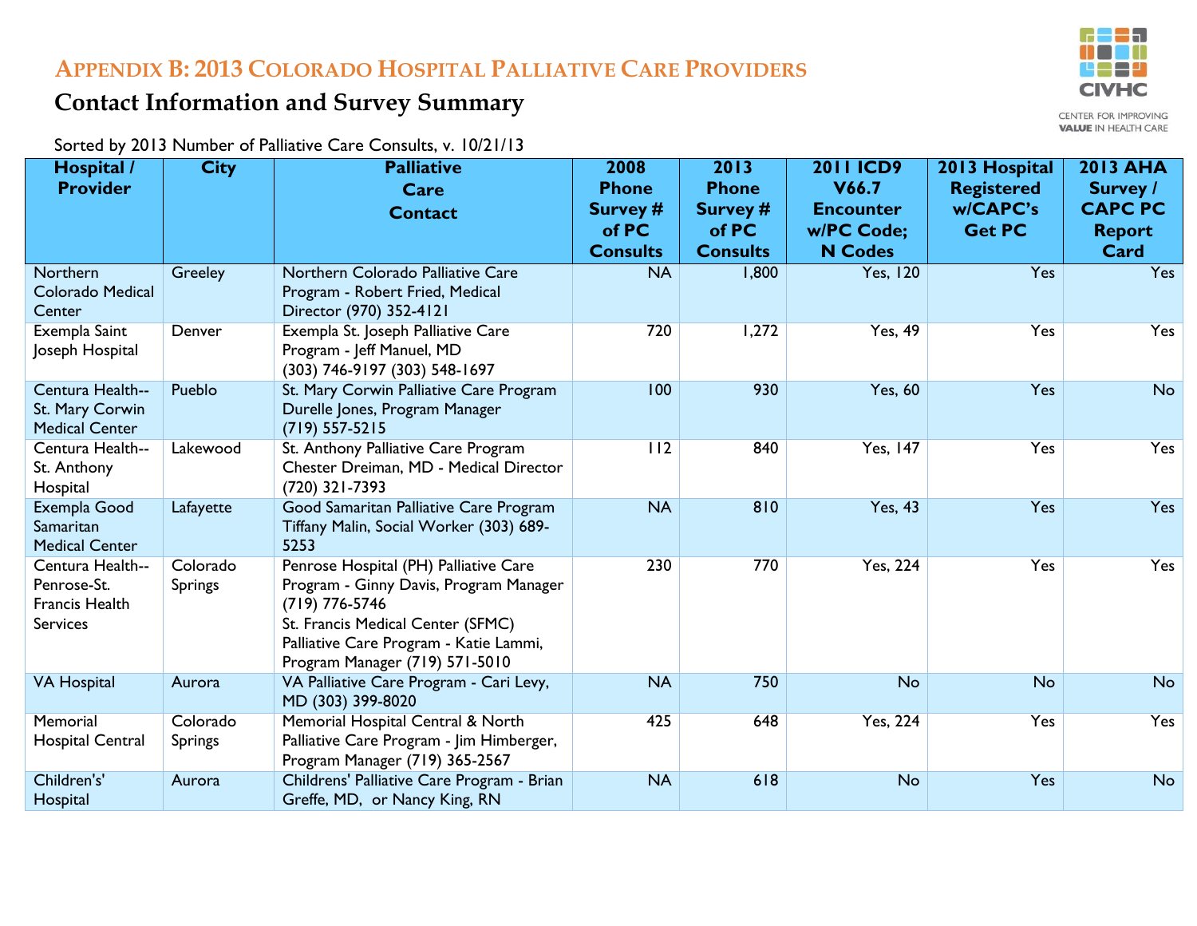# Appendix B: 2013 Colorado Hospital Palliative Care Providers

## Contact Information and Survey Summary

Sorted by 2013 Number of Palliative Care Consults, v. 10/21/13

| Hospital / Provider | City | Palliative Care Contact | 2008 Phone Survey # of PC Consults | 2013 Phone Survey # of PC Consults | 2011 ICD9 V66.7 Encounter w/PC Code; N Codes | 2013 Hospital Registered w/CAPC's Get PC | 2013 AHA Survey / CAPC PC Report Card |
|---|---|---|---|---|---|---|---|
| Northern Colorado Medical Center | Greeley | Northern Colorado Palliative Care Program - Robert Fried, Medical Director (970) 352-4121 | NA | 1,800 | Yes, 120 | Yes | Yes |
| Exempla Saint Joseph Hospital | Denver | Exempla St. Joseph Palliative Care Program - Jeff Manuel, MD (303) 746-9197 (303) 548-1697 | 720 | 1,272 | Yes, 49 | Yes | Yes |
| Centura Health--St. Mary Corwin Medical Center | Pueblo | St. Mary Corwin Palliative Care Program Durelle Jones, Program Manager (719) 557-5215 | 100 | 930 | Yes, 60 | Yes | No |
| Centura Health--St. Anthony Hospital | Lakewood | St. Anthony Palliative Care Program Chester Dreiman, MD - Medical Director (720) 321-7393 | 112 | 840 | Yes, 147 | Yes | Yes |
| Exempla Good Samaritan Medical Center | Lafayette | Good Samaritan Palliative Care Program Tiffany Malin, Social Worker (303) 689-5253 | NA | 810 | Yes, 43 | Yes | Yes |
| Centura Health--Penrose-St. Francis Health Services | Colorado Springs | Penrose Hospital (PH) Palliative Care Program - Ginny Davis, Program Manager (719) 776-5746<br>St. Francis Medical Center (SFMC) Palliative Care Program - Katie Lammi, Program Manager (719) 571-5010 | 230 | 770 | Yes, 224 | Yes | Yes |
| VA Hospital | Aurora | VA Palliative Care Program - Cari Levy, MD (303) 399-8020 | NA | 750 | No | No | No |
| Memorial Hospital Central | Colorado Springs | Memorial Hospital Central & North Palliative Care Program - Jim Himberger, Program Manager (719) 365-2567 | 425 | 648 | Yes, 224 | Yes | Yes |
| Children's' Hospital | Aurora | Childrens' Palliative Care Program - Brian Greffe, MD, or Nancy King, RN | NA | 618 | No | Yes | No |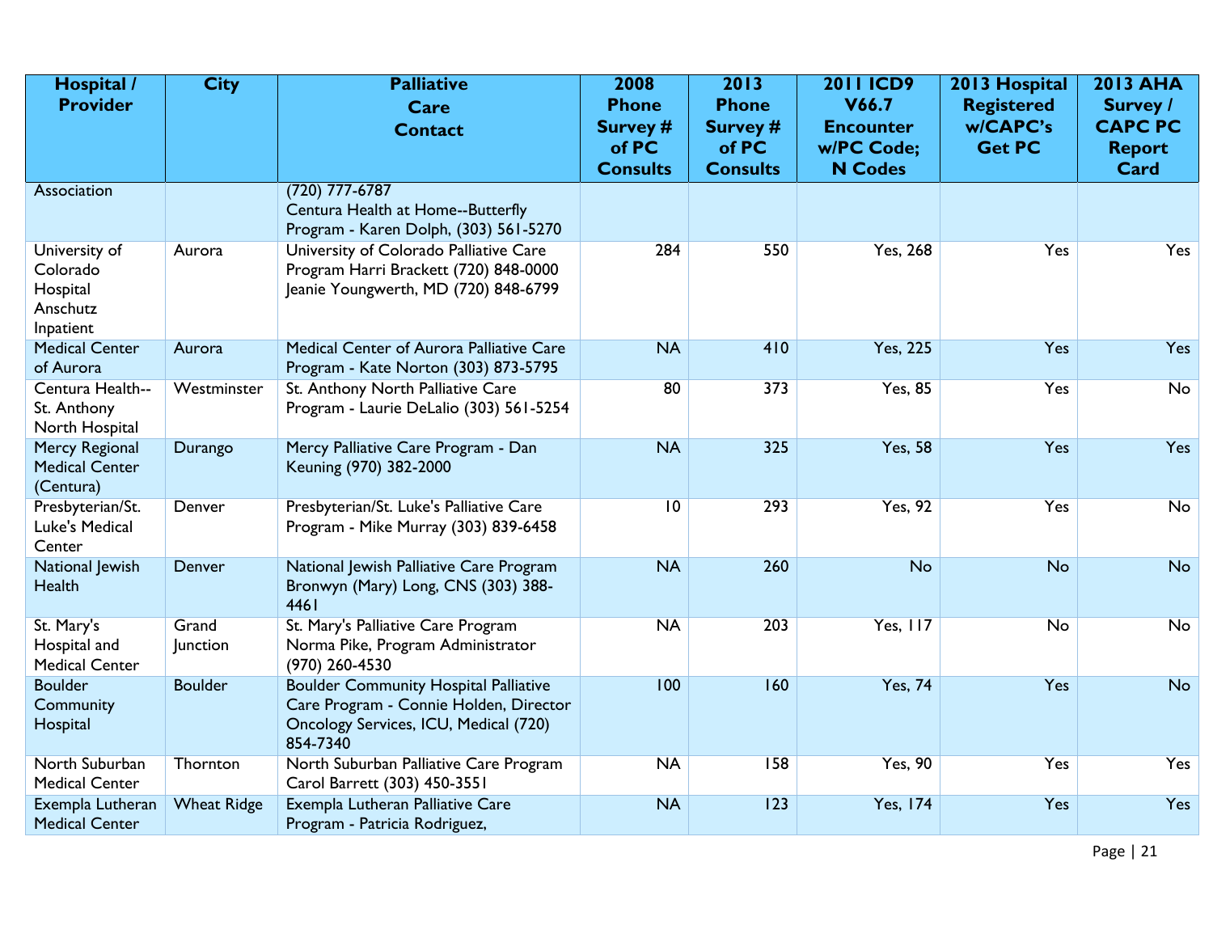| Hospital / Provider | City | Palliative Care Contact | 2008 Phone Survey # of PC Consults | 2013 Phone Survey # of PC Consults | 2011 ICD9 V66.7 Encounter w/PC Code; N Codes | 2013 Hospital Registered w/CAPC's Get PC | 2013 AHA Survey / CAPC PC Report Card |
|---|---|---|---|---|---|---|---|
| Association | | (720) 777-6787 Centura Health at Home--Butterfly Program - Karen Dolph, (303) 561-5270 | | | | | |
| University of Colorado Hospital Anschutz Inpatient | Aurora | University of Colorado Palliative Care Program Harri Brackett (720) 848-0000 Jeanie Youngwerth, MD (720) 848-6799 | 284 | 550 | Yes, 268 | Yes | Yes |
| Medical Center of Aurora | Aurora | Medical Center of Aurora Palliative Care Program - Kate Norton (303) 873-5795 | NA | 410 | Yes, 225 | Yes | Yes |
| Centura Health--St. Anthony North Hospital | Westminster | St. Anthony North Palliative Care Program - Laurie DeLalio (303) 561-5254 | 80 | 373 | Yes, 85 | Yes | No |
| Mercy Regional Medical Center (Centura) | Durango | Mercy Palliative Care Program - Dan Keuning (970) 382-2000 | NA | 325 | Yes, 58 | Yes | Yes |
| Presbyterian/St. Luke's Medical Center | Denver | Presbyterian/St. Luke's Palliative Care Program - Mike Murray (303) 839-6458 | 10 | 293 | Yes, 92 | Yes | No |
| National Jewish Health | Denver | National Jewish Palliative Care Program Bronwyn (Mary) Long, CNS (303) 388-4461 | NA | 260 | No | No | No |
| St. Mary's Hospital and Medical Center | Grand Junction | St. Mary's Palliative Care Program Norma Pike, Program Administrator (970) 260-4530 | NA | 203 | Yes, 117 | No | No |
| Boulder Community Hospital | Boulder | Boulder Community Hospital Palliative Care Program - Connie Holden, Director Oncology Services, ICU, Medical (720) 854-7340 | 100 | 160 | Yes, 74 | Yes | No |
| North Suburban Medical Center | Thornton | North Suburban Palliative Care Program Carol Barrett (303) 450-3551 | NA | 158 | Yes, 90 | Yes | Yes |
| Exempla Lutheran Medical Center | Wheat Ridge | Exempla Lutheran Palliative Care Program - Patricia Rodriguez, | NA | 123 | Yes, 174 | Yes | Yes |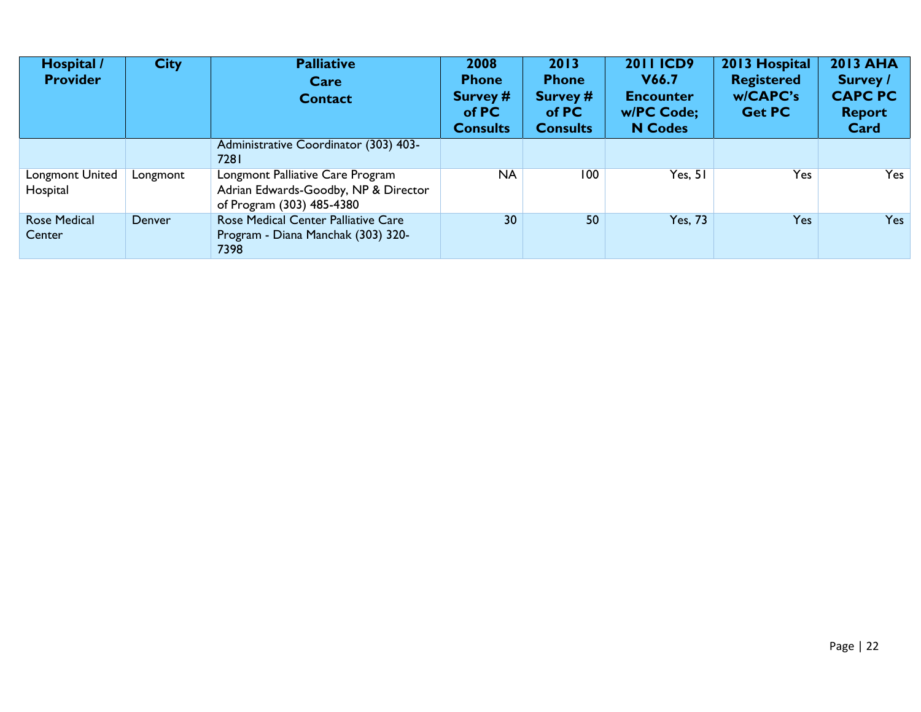| Hospital / Provider | City | Palliative Care Contact | 2008 Phone Survey # of PC Consults | 2013 Phone Survey # of PC Consults | 2011 ICD9 V66.7 Encounter w/PC Code; N Codes | 2013 Hospital Registered w/CAPC's Get PC | 2013 AHA Survey / CAPC PC Report Card |
|---|---|---|---|---|---|---|---|
| | | Administrative Coordinator (303) 403-7281 | | | | | |
| Longmont United Hospital | Longmont | Longmont Palliative Care Program Adrian Edwards-Goodby, NP & Director of Program (303) 485-4380 | NA | 100 | Yes, 51 | Yes | Yes |
| Rose Medical Center | Denver | Rose Medical Center Palliative Care Program - Diana Manchak (303) 320-7398 | 30 | 50 | Yes, 73 | Yes | Yes |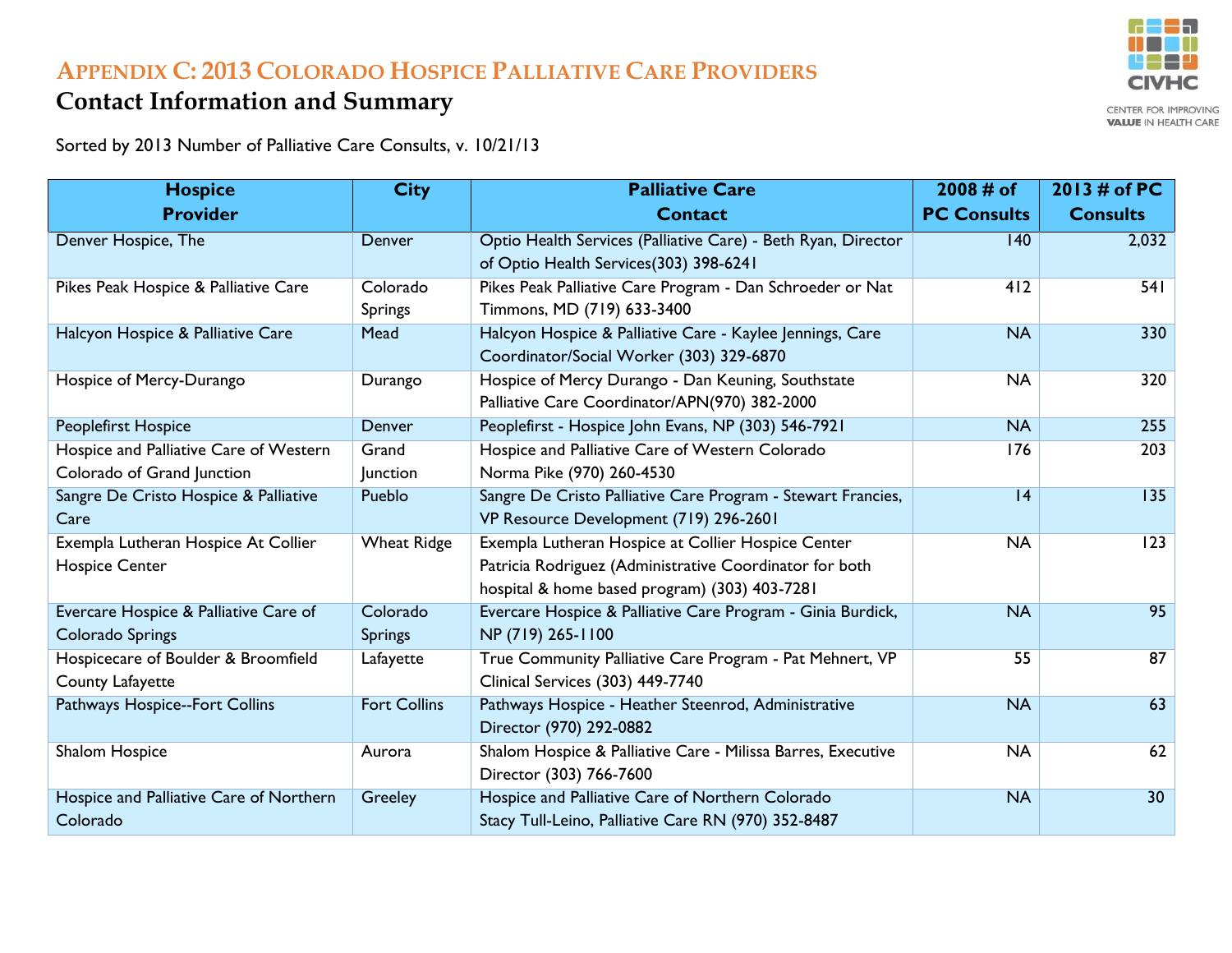# Appendix C: 2013 Colorado Hospice Palliative Care Providers

## Contact Information and Summary

Sorted by 2013 Number of Palliative Care Consults, v. 10/21/13

| Hospice Provider | City | Palliative Care Contact | 2008 # of PC Consults | 2013 # of PC Consults |
|---|---|---|---|---|
| Denver Hospice, The | Denver | Optio Health Services (Palliative Care) - Beth Ryan, Director of Optio Health Services(303) 398-6241 | 140 | 2,032 |
| Pikes Peak Hospice & Palliative Care | Colorado Springs | Pikes Peak Palliative Care Program - Dan Schroeder or Nat Timmons, MD (719) 633-3400 | 412 | 541 |
| Halcyon Hospice & Palliative Care | Mead | Halcyon Hospice & Palliative Care - Kaylee Jennings, Care Coordinator/Social Worker (303) 329-6870 | NA | 330 |
| Hospice of Mercy-Durango | Durango | Hospice of Mercy Durango - Dan Keuning, Southstate Palliative Care Coordinator/APN(970) 382-2000 | NA | 320 |
| Peoplefirst Hospice | Denver | Peoplefirst - Hospice John Evans, NP (303) 546-7921 | NA | 255 |
| Hospice and Palliative Care of Western Colorado of Grand Junction | Grand Junction | Hospice and Palliative Care of Western Colorado Norma Pike (970) 260-4530 | 176 | 203 |
| Sangre De Cristo Hospice & Palliative Care | Pueblo | Sangre De Cristo Palliative Care Program - Stewart Francies, VP Resource Development (719) 296-2601 | 14 | 135 |
| Exempla Lutheran Hospice At Collier Hospice Center | Wheat Ridge | Exempla Lutheran Hospice at Collier Hospice Center Patricia Rodriguez (Administrative Coordinator for both hospital & home based program) (303) 403-7281 | NA | 123 |
| Evercare Hospice & Palliative Care of Colorado Springs | Colorado Springs | Evercare Hospice & Palliative Care Program - Ginia Burdick, NP (719) 265-1100 | NA | 95 |
| Hospicecare of Boulder & Broomfield County Lafayette | Lafayette | True Community Palliative Care Program - Pat Mehnert, VP Clinical Services (303) 449-7740 | 55 | 87 |
| Pathways Hospice--Fort Collins | Fort Collins | Pathways Hospice - Heather Steenrod, Administrative Director (970) 292-0882 | NA | 63 |
| Shalom Hospice | Aurora | Shalom Hospice & Palliative Care - Milissa Barres, Executive Director (303) 766-7600 | NA | 62 |
| Hospice and Palliative Care of Northern Colorado | Greeley | Hospice and Palliative Care of Northern Colorado Stacy Tull-Leino, Palliative Care RN (970) 352-8487 | NA | 30 |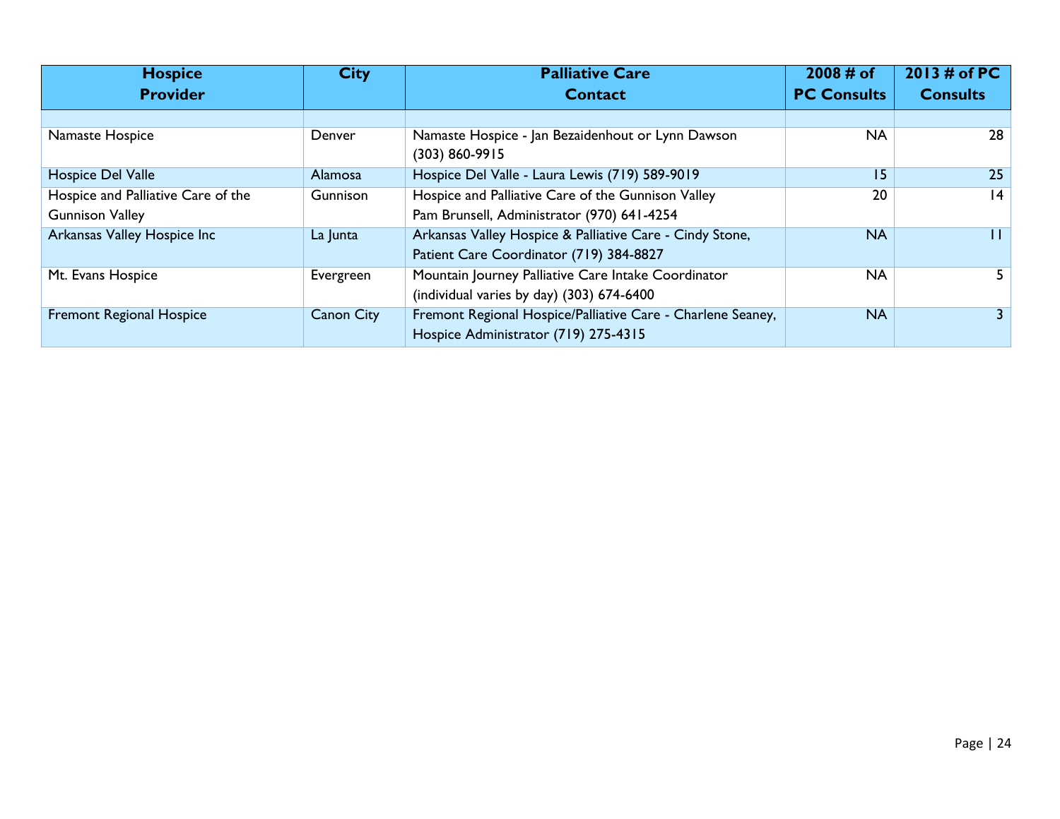| Hospice Provider | City | Palliative Care Contact | 2008 # of PC Consults | 2013 # of PC Consults |
|---|---|---|---|---|
| | | | | |
| Namaste Hospice | Denver | Namaste Hospice - Jan Bezaidenhout or Lynn Dawson (303) 860-9915 | NA | 28 |
| Hospice Del Valle | Alamosa | Hospice Del Valle - Laura Lewis (719) 589-9019 | 15 | 25 |
| Hospice and Palliative Care of the Gunnison Valley | Gunnison | Hospice and Palliative Care of the Gunnison Valley Pam Brunsell, Administrator (970) 641-4254 | 20 | 14 |
| Arkansas Valley Hospice Inc | La Junta | Arkansas Valley Hospice & Palliative Care - Cindy Stone, Patient Care Coordinator (719) 384-8827 | NA | 11 |
| Mt. Evans Hospice | Evergreen | Mountain Journey Palliative Care Intake Coordinator (individual varies by day) (303) 674-6400 | NA | 5 |
| Fremont Regional Hospice | Canon City | Fremont Regional Hospice/Palliative Care - Charlene Seaney, Hospice Administrator (719) 275-4315 | NA | 3 |